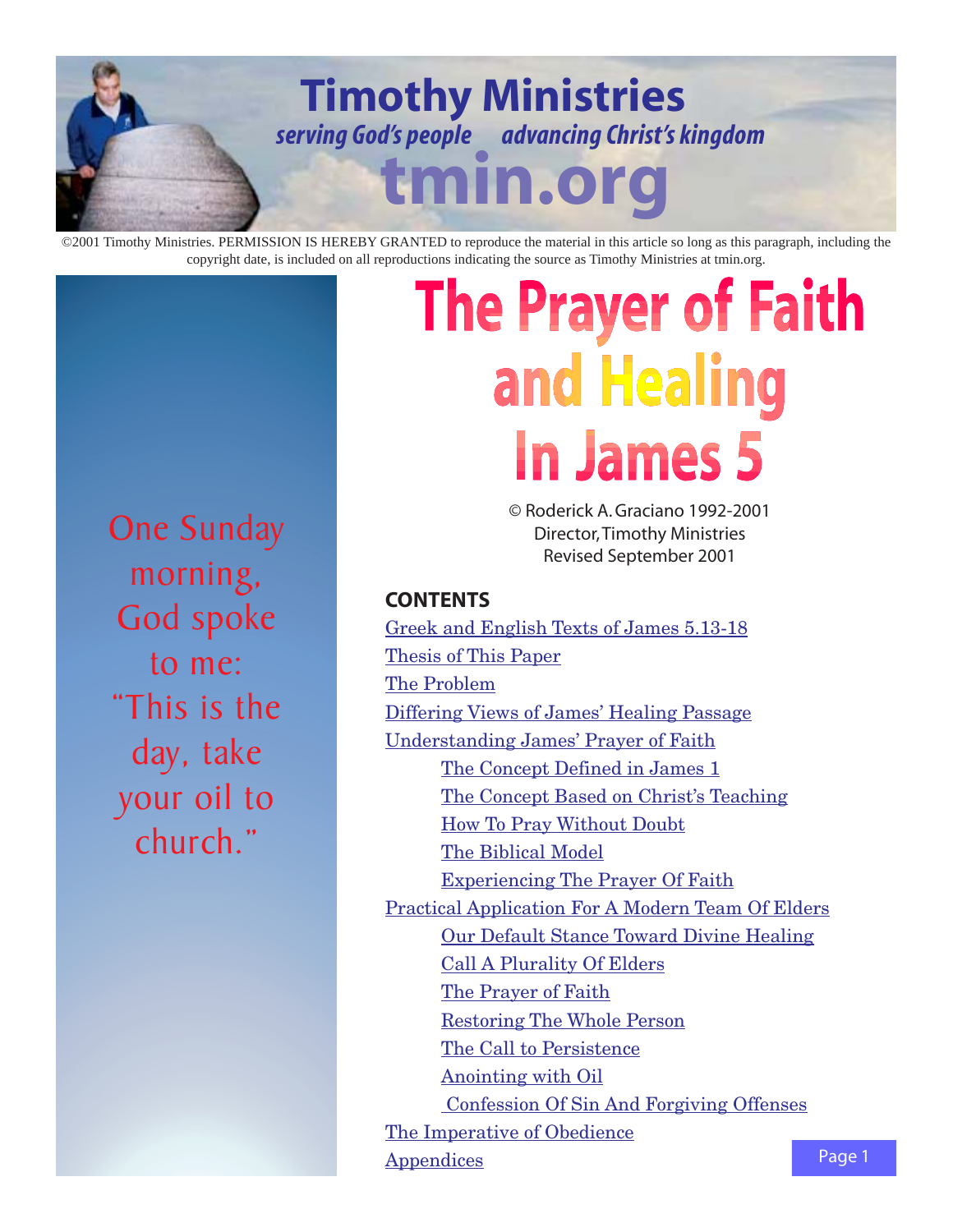# Timothy Ministries

*serving God's people advancing Christ's kingdom*

**tmin.org**

©2001 Timothy Ministries. PERMISSION IS HEREBY GRANTED to reproduce the material in this article so long as this paragraph, including the copyright date, is included on all reproductions indicating the source as Timothy Ministries at tmin.org.

One Sunday morning, God spoke to me: "This is the day, take your oil to church."

# The Prayer of Faith and Healing In James 5

© Roderick A. Graciano 1992-2001
Director, Timothy Ministries
Revised September 2001

## CONTENTS

- Greek and English Texts of James 5.13-18
- Thesis of This Paper
- The Problem
- Differing Views of James' Healing Passage
- Understanding James' Prayer of Faith
  - The Concept Defined in James 1
  - The Concept Based on Christ's Teaching
  - How To Pray Without Doubt
  - The Biblical Model
  - Experiencing The Prayer Of Faith
- Practical Application For A Modern Team Of Elders
  - Our Default Stance Toward Divine Healing
  - Call A Plurality Of Elders
  - The Prayer of Faith
  - Restoring The Whole Person
  - The Call to Persistence
  - Anointing with Oil
  - Confession Of Sin And Forgiving Offenses
- The Imperative of Obedience
- Appendices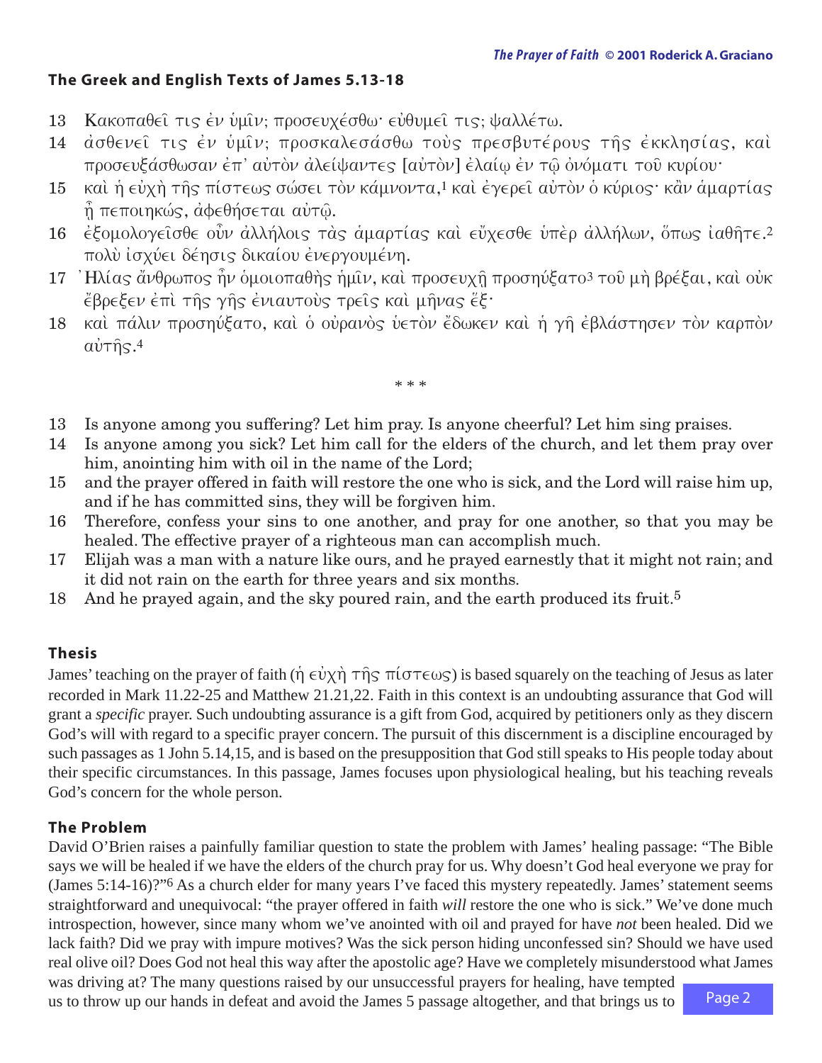## The Greek and English Texts of James 5.13-18

13 Κακοπαθεῖ τις ἐν ὑμῖν; προσευχέσθω· εὐθυμεῖ τις; ψαλλέτω.
14 ἀσθενεῖ τις ἐν ὑμῖν; προσκαλεσάσθω τοὺς πρεσβυτέρους τῆς ἐκκλησίας, καὶ προσευξάσθωσαν ἐπ᾿ αὐτὸν ἀλείψαντες [αὐτὸν] ἐλαίῳ ἐν τῷ ὀνόματι τοῦ κυρίου·
15 καὶ ἡ εὐχὴ τῆς πίστεως σώσει τὸν κάμνοντα,[1] καὶ ἐγερεῖ αὐτὸν ὁ κύριος· κἂν ἁμαρτίας ᾖ πεποιηκώς, ἀφεθήσεται αὐτῷ.
16 ἐξομολογεῖσθε οὖν ἀλλήλοις τὰς ἁμαρτίας καὶ εὔχεσθε ὑπὲρ ἀλλήλων, ὅπως ἰαθῆτε.[2] πολὺ ἰσχύει δέησις δικαίου ἐνεργουμένη.
17 ᾿Ηλίας ἄνθρωπος ἦν ὁμοιοπαθὴς ἡμῖν, καὶ προσευχῇ προσηύξατο[3] τοῦ μὴ βρέξαι, καὶ οὐκ ἔβρεξεν ἐπὶ τῆς γῆς ἐνιαυτοὺς τρεῖς καὶ μῆνας ἕξ·
18 καὶ πάλιν προσηύξατο, καὶ ὁ οὐρανὸς ὑετὸν ἔδωκεν καὶ ἡ γῆ ἐβλάστησεν τὸν καρπὸν αὐτῆς.[4]

\* \* \*

13 Is anyone among you suffering? Let him pray. Is anyone cheerful? Let him sing praises.
14 Is anyone among you sick? Let him call for the elders of the church, and let them pray over him, anointing him with oil in the name of the Lord;
15 and the prayer offered in faith will restore the one who is sick, and the Lord will raise him up, and if he has committed sins, they will be forgiven him.
16 Therefore, confess your sins to one another, and pray for one another, so that you may be healed. The effective prayer of a righteous man can accomplish much.
17 Elijah was a man with a nature like ours, and he prayed earnestly that it might not rain; and it did not rain on the earth for three years and six months.
18 And he prayed again, and the sky poured rain, and the earth produced its fruit.[5]

## Thesis

James' teaching on the prayer of faith (ἡ εὐχὴ τῆς πίστεως) is based squarely on the teaching of Jesus as later recorded in Mark 11.22-25 and Matthew 21.21,22. Faith in this context is an undoubting assurance that God will grant a *specific* prayer. Such undoubting assurance is a gift from God, acquired by petitioners only as they discern God's will with regard to a specific prayer concern. The pursuit of this discernment is a discipline encouraged by such passages as 1 John 5.14,15, and is based on the presupposition that God still speaks to His people today about their specific circumstances. In this passage, James focuses upon physiological healing, but his teaching reveals God's concern for the whole person.

## The Problem

David O'Brien raises a painfully familiar question to state the problem with James' healing passage: "The Bible says we will be healed if we have the elders of the church pray for us. Why doesn't God heal everyone we pray for (James 5:14-16)?"[6] As a church elder for many years I've faced this mystery repeatedly. James' statement seems straightforward and unequivocal: "the prayer offered in faith *will* restore the one who is sick." We've done much introspection, however, since many whom we've anointed with oil and prayed for have *not* been healed. Did we lack faith? Did we pray with impure motives? Was the sick person hiding unconfessed sin? Should we have used real olive oil? Does God not heal this way after the apostolic age? Have we completely misunderstood what James was driving at? The many questions raised by our unsuccessful prayers for healing, have tempted us to throw up our hands in defeat and avoid the James 5 passage altogether, and that brings us to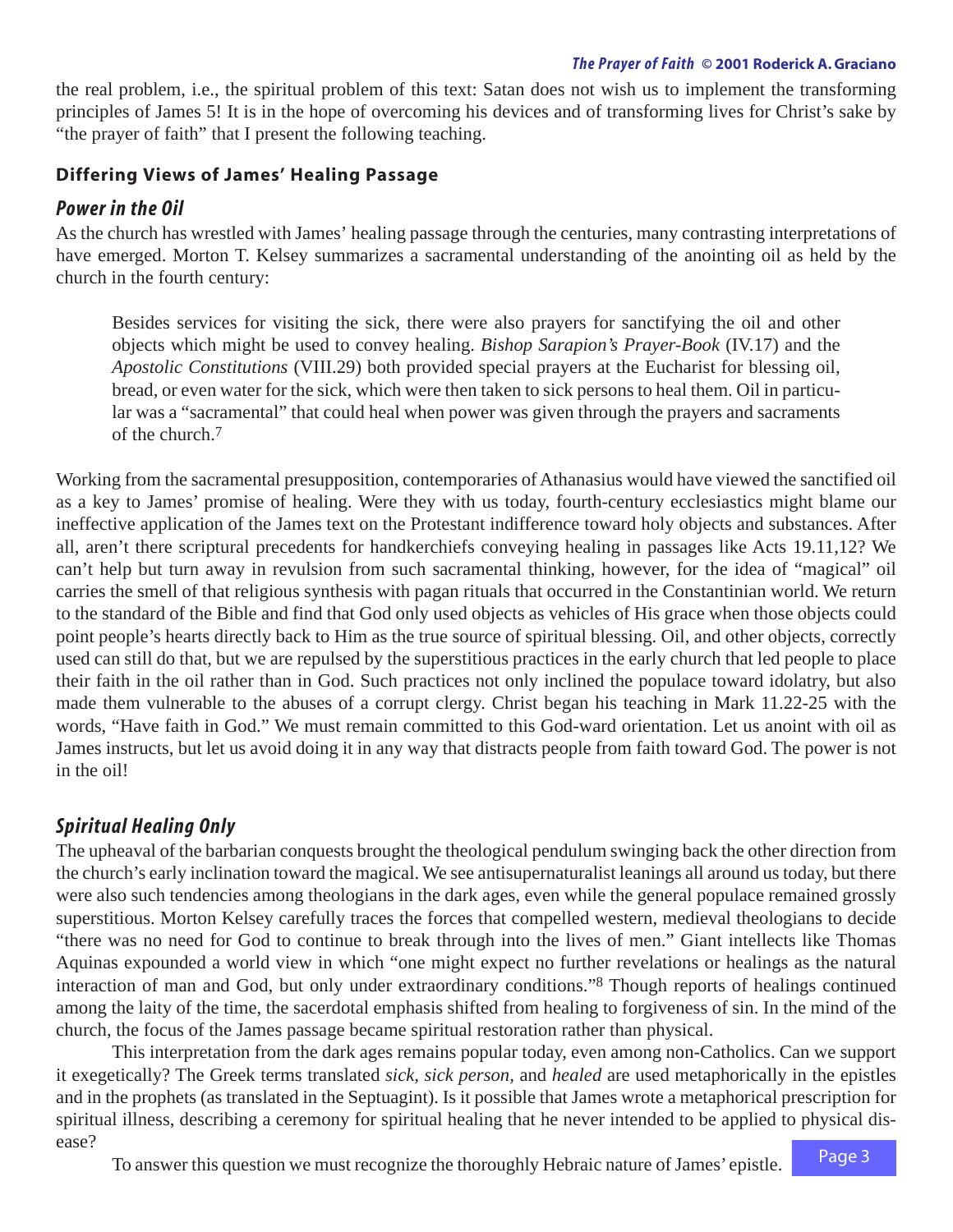the real problem, i.e., the spiritual problem of this text: Satan does not wish us to implement the transforming principles of James 5! It is in the hope of overcoming his devices and of transforming lives for Christ's sake by "the prayer of faith" that I present the following teaching.

## Differing Views of James' Healing Passage

### *Power in the Oil*

As the church has wrestled with James' healing passage through the centuries, many contrasting interpretations of have emerged. Morton T. Kelsey summarizes a sacramental understanding of the anointing oil as held by the church in the fourth century:

> Besides services for visiting the sick, there were also prayers for sanctifying the oil and other objects which might be used to convey healing. *Bishop Sarapion's Prayer-Book* (IV.17) and the *Apostolic Constitutions* (VIII.29) both provided special prayers at the Eucharist for blessing oil, bread, or even water for the sick, which were then taken to sick persons to heal them. Oil in particular was a "sacramental" that could heal when power was given through the prayers and sacraments of the church.[7]

Working from the sacramental presupposition, contemporaries of Athanasius would have viewed the sanctified oil as a key to James' promise of healing. Were they with us today, fourth-century ecclesiastics might blame our ineffective application of the James text on the Protestant indifference toward holy objects and substances. After all, aren't there scriptural precedents for handkerchiefs conveying healing in passages like Acts 19.11,12? We can't help but turn away in revulsion from such sacramental thinking, however, for the idea of "magical" oil carries the smell of that religious synthesis with pagan rituals that occurred in the Constantinian world. We return to the standard of the Bible and find that God only used objects as vehicles of His grace when those objects could point people's hearts directly back to Him as the true source of spiritual blessing. Oil, and other objects, correctly used can still do that, but we are repulsed by the superstitious practices in the early church that led people to place their faith in the oil rather than in God. Such practices not only inclined the populace toward idolatry, but also made them vulnerable to the abuses of a corrupt clergy. Christ began his teaching in Mark 11.22-25 with the words, "Have faith in God." We must remain committed to this God-ward orientation. Let us anoint with oil as James instructs, but let us avoid doing it in any way that distracts people from faith toward God. The power is not in the oil!

### *Spiritual Healing Only*

The upheaval of the barbarian conquests brought the theological pendulum swinging back the other direction from the church's early inclination toward the magical. We see antisupernaturalist leanings all around us today, but there were also such tendencies among theologians in the dark ages, even while the general populace remained grossly superstitious. Morton Kelsey carefully traces the forces that compelled western, medieval theologians to decide "there was no need for God to continue to break through into the lives of men." Giant intellects like Thomas Aquinas expounded a world view in which "one might expect no further revelations or healings as the natural interaction of man and God, but only under extraordinary conditions."[8] Though reports of healings continued among the laity of the time, the sacerdotal emphasis shifted from healing to forgiveness of sin. In the mind of the church, the focus of the James passage became spiritual restoration rather than physical.

This interpretation from the dark ages remains popular today, even among non-Catholics. Can we support it exegetically? The Greek terms translated *sick*, *sick person*, and *healed* are used metaphorically in the epistles and in the prophets (as translated in the Septuagint). Is it possible that James wrote a metaphorical prescription for spiritual illness, describing a ceremony for spiritual healing that he never intended to be applied to physical disease?

To answer this question we must recognize the thoroughly Hebraic nature of James' epistle.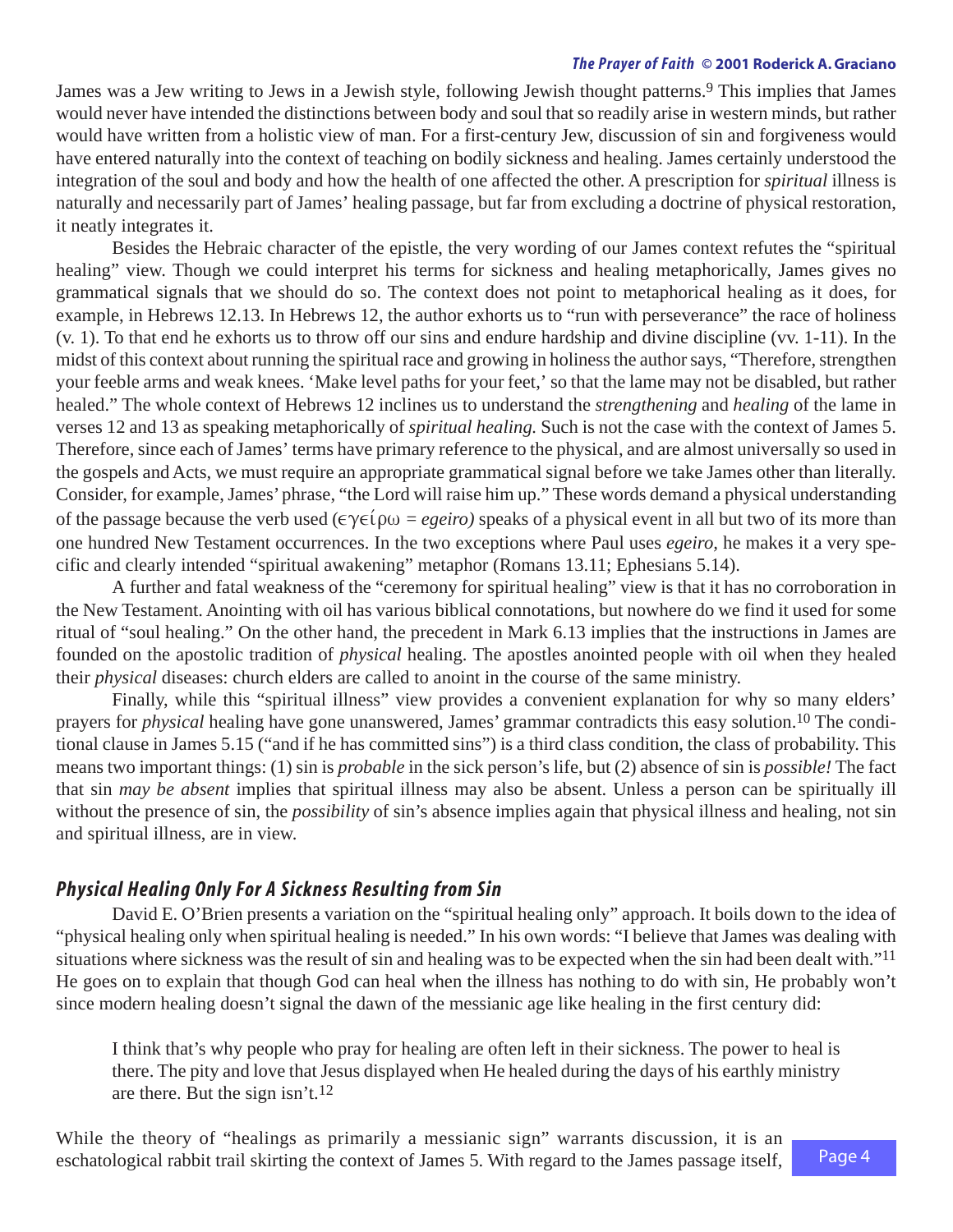James was a Jew writing to Jews in a Jewish style, following Jewish thought patterns.[9] This implies that James would never have intended the distinctions between body and soul that so readily arise in western minds, but rather would have written from a holistic view of man. For a first-century Jew, discussion of sin and forgiveness would have entered naturally into the context of teaching on bodily sickness and healing. James certainly understood the integration of the soul and body and how the health of one affected the other. A prescription for *spiritual* illness is naturally and necessarily part of James' healing passage, but far from excluding a doctrine of physical restoration, it neatly integrates it.

Besides the Hebraic character of the epistle, the very wording of our James context refutes the "spiritual healing" view. Though we could interpret his terms for sickness and healing metaphorically, James gives no grammatical signals that we should do so. The context does not point to metaphorical healing as it does, for example, in Hebrews 12.13. In Hebrews 12, the author exhorts us to "run with perseverance" the race of holiness (v. 1). To that end he exhorts us to throw off our sins and endure hardship and divine discipline (vv. 1-11). In the midst of this context about running the spiritual race and growing in holiness the author says, "Therefore, strengthen your feeble arms and weak knees. 'Make level paths for your feet,' so that the lame may not be disabled, but rather healed." The whole context of Hebrews 12 inclines us to understand the *strengthening* and *healing* of the lame in verses 12 and 13 as speaking metaphorically of *spiritual healing.* Such is not the case with the context of James 5. Therefore, since each of James' terms have primary reference to the physical, and are almost universally so used in the gospels and Acts, we must require an appropriate grammatical signal before we take James other than literally. Consider, for example, James' phrase, "the Lord will raise him up." These words demand a physical understanding of the passage because the verb used (ἐγείρω = *egeiro)* speaks of a physical event in all but two of its more than one hundred New Testament occurrences. In the two exceptions where Paul uses *egeiro,* he makes it a very specific and clearly intended "spiritual awakening" metaphor (Romans 13.11; Ephesians 5.14).

A further and fatal weakness of the "ceremony for spiritual healing" view is that it has no corroboration in the New Testament. Anointing with oil has various biblical connotations, but nowhere do we find it used for some ritual of "soul healing." On the other hand, the precedent in Mark 6.13 implies that the instructions in James are founded on the apostolic tradition of *physical* healing. The apostles anointed people with oil when they healed their *physical* diseases: church elders are called to anoint in the course of the same ministry.

Finally, while this "spiritual illness" view provides a convenient explanation for why so many elders' prayers for *physical* healing have gone unanswered, James' grammar contradicts this easy solution.[10] The conditional clause in James 5.15 ("and if he has committed sins") is a third class condition, the class of probability. This means two important things: (1) sin is *probable* in the sick person's life, but (2) absence of sin is *possible!* The fact that sin *may be absent* implies that spiritual illness may also be absent. Unless a person can be spiritually ill without the presence of sin, the *possibility* of sin's absence implies again that physical illness and healing, not sin and spiritual illness, are in view.

## *Physical Healing Only For A Sickness Resulting from Sin*

David E. O'Brien presents a variation on the "spiritual healing only" approach. It boils down to the idea of "physical healing only when spiritual healing is needed." In his own words: "I believe that James was dealing with situations where sickness was the result of sin and healing was to be expected when the sin had been dealt with."[11] He goes on to explain that though God can heal when the illness has nothing to do with sin, He probably won't since modern healing doesn't signal the dawn of the messianic age like healing in the first century did:

> I think that's why people who pray for healing are often left in their sickness. The power to heal is there. The pity and love that Jesus displayed when He healed during the days of his earthly ministry are there. But the sign isn't.[12]

While the theory of "healings as primarily a messianic sign" warrants discussion, it is an eschatological rabbit trail skirting the context of James 5. With regard to the James passage itself,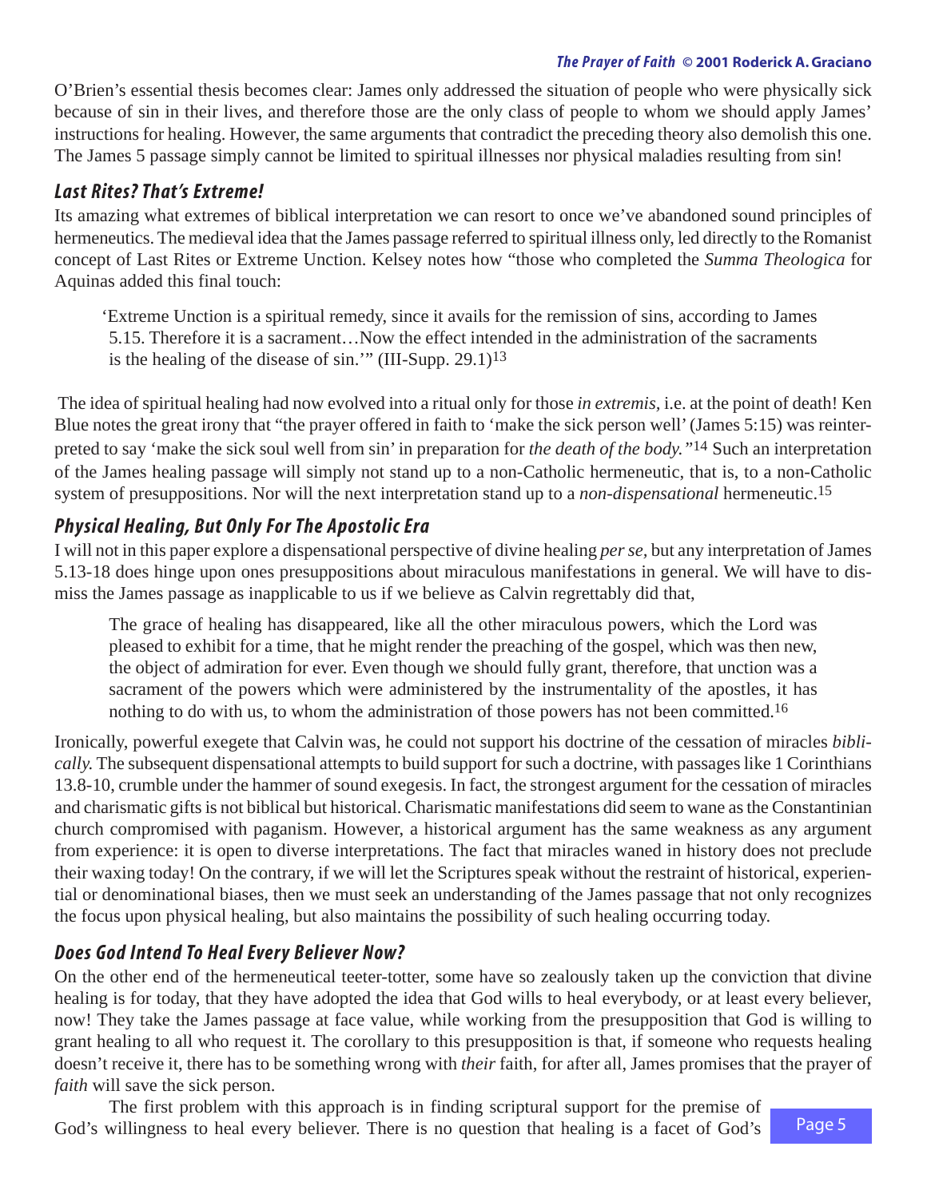O'Brien's essential thesis becomes clear: James only addressed the situation of people who were physically sick because of sin in their lives, and therefore those are the only class of people to whom we should apply James' instructions for healing. However, the same arguments that contradict the preceding theory also demolish this one. The James 5 passage simply cannot be limited to spiritual illnesses nor physical maladies resulting from sin!

### *Last Rites? That's Extreme!*

Its amazing what extremes of biblical interpretation we can resort to once we've abandoned sound principles of hermeneutics. The medieval idea that the James passage referred to spiritual illness only, led directly to the Romanist concept of Last Rites or Extreme Unction. Kelsey notes how "those who completed the *Summa Theologica* for Aquinas added this final touch:

> 'Extreme Unction is a spiritual remedy, since it avails for the remission of sins, according to James 5.15. Therefore it is a sacrament…Now the effect intended in the administration of the sacraments is the healing of the disease of sin.'" (III-Supp. 29.1)[13]

The idea of spiritual healing had now evolved into a ritual only for those *in extremis*, i.e. at the point of death! Ken Blue notes the great irony that "the prayer offered in faith to 'make the sick person well' (James 5:15) was reinterpreted to say 'make the sick soul well from sin' in preparation for *the death of the body.*"[14] Such an interpretation of the James healing passage will simply not stand up to a non-Catholic hermeneutic, that is, to a non-Catholic system of presuppositions. Nor will the next interpretation stand up to a *non-dispensational* hermeneutic.[15]

### *Physical Healing, But Only For The Apostolic Era*

I will not in this paper explore a dispensational perspective of divine healing *per se,* but any interpretation of James 5.13-18 does hinge upon ones presuppositions about miraculous manifestations in general. We will have to dismiss the James passage as inapplicable to us if we believe as Calvin regrettably did that,

> The grace of healing has disappeared, like all the other miraculous powers, which the Lord was pleased to exhibit for a time, that he might render the preaching of the gospel, which was then new, the object of admiration for ever. Even though we should fully grant, therefore, that unction was a sacrament of the powers which were administered by the instrumentality of the apostles, it has nothing to do with us, to whom the administration of those powers has not been committed.[16]

Ironically, powerful exegete that Calvin was, he could not support his doctrine of the cessation of miracles *biblically.* The subsequent dispensational attempts to build support for such a doctrine, with passages like 1 Corinthians 13.8-10, crumble under the hammer of sound exegesis. In fact, the strongest argument for the cessation of miracles and charismatic gifts is not biblical but historical. Charismatic manifestations did seem to wane as the Constantinian church compromised with paganism. However, a historical argument has the same weakness as any argument from experience: it is open to diverse interpretations. The fact that miracles waned in history does not preclude their waxing today! On the contrary, if we will let the Scriptures speak without the restraint of historical, experiential or denominational biases, then we must seek an understanding of the James passage that not only recognizes the focus upon physical healing, but also maintains the possibility of such healing occurring today.

### *Does God Intend To Heal Every Believer Now?*

On the other end of the hermeneutical teeter-totter, some have so zealously taken up the conviction that divine healing is for today, that they have adopted the idea that God wills to heal everybody, or at least every believer, now! They take the James passage at face value, while working from the presupposition that God is willing to grant healing to all who request it. The corollary to this presupposition is that, if someone who requests healing doesn't receive it, there has to be something wrong with *their* faith, for after all, James promises that the prayer of *faith* will save the sick person.

The first problem with this approach is in finding scriptural support for the premise of God's willingness to heal every believer. There is no question that healing is a facet of God's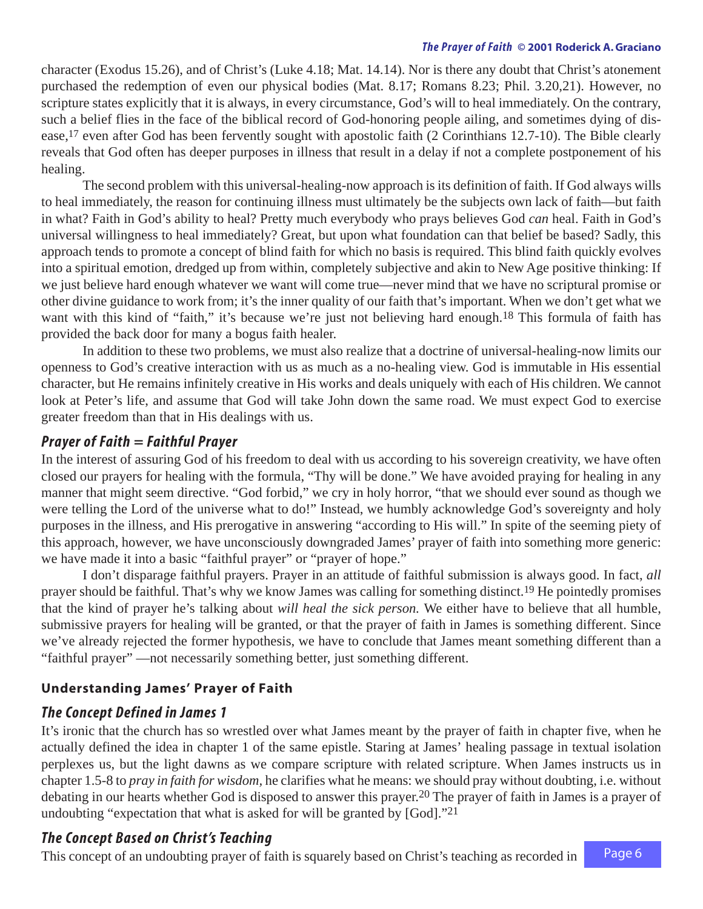character (Exodus 15.26), and of Christ's (Luke 4.18; Mat. 14.14). Nor is there any doubt that Christ's atonement purchased the redemption of even our physical bodies (Mat. 8.17; Romans 8.23; Phil. 3.20,21). However, no scripture states explicitly that it is always, in every circumstance, God's will to heal immediately. On the contrary, such a belief flies in the face of the biblical record of God-honoring people ailing, and sometimes dying of disease,[17] even after God has been fervently sought with apostolic faith (2 Corinthians 12.7-10). The Bible clearly reveals that God often has deeper purposes in illness that result in a delay if not a complete postponement of his healing.

The second problem with this universal-healing-now approach is its definition of faith. If God always wills to heal immediately, the reason for continuing illness must ultimately be the subjects own lack of faith—but faith in what? Faith in God's ability to heal? Pretty much everybody who prays believes God *can* heal. Faith in God's universal willingness to heal immediately? Great, but upon what foundation can that belief be based? Sadly, this approach tends to promote a concept of blind faith for which no basis is required. This blind faith quickly evolves into a spiritual emotion, dredged up from within, completely subjective and akin to New Age positive thinking: If we just believe hard enough whatever we want will come true—never mind that we have no scriptural promise or other divine guidance to work from; it's the inner quality of our faith that's important. When we don't get what we want with this kind of "faith," it's because we're just not believing hard enough.[18] This formula of faith has provided the back door for many a bogus faith healer.

In addition to these two problems, we must also realize that a doctrine of universal-healing-now limits our openness to God's creative interaction with us as much as a no-healing view. God is immutable in His essential character, but He remains infinitely creative in His works and deals uniquely with each of His children. We cannot look at Peter's life, and assume that God will take John down the same road. We must expect God to exercise greater freedom than that in His dealings with us.

### *Prayer of Faith = Faithful Prayer*

In the interest of assuring God of his freedom to deal with us according to his sovereign creativity, we have often closed our prayers for healing with the formula, "Thy will be done." We have avoided praying for healing in any manner that might seem directive. "God forbid," we cry in holy horror, "that we should ever sound as though we were telling the Lord of the universe what to do!" Instead, we humbly acknowledge God's sovereignty and holy purposes in the illness, and His prerogative in answering "according to His will." In spite of the seeming piety of this approach, however, we have unconsciously downgraded James' prayer of faith into something more generic: we have made it into a basic "faithful prayer" or "prayer of hope."

I don't disparage faithful prayers. Prayer in an attitude of faithful submission is always good. In fact, *all* prayer should be faithful. That's why we know James was calling for something distinct.[19] He pointedly promises that the kind of prayer he's talking about *will heal the sick person.* We either have to believe that all humble, submissive prayers for healing will be granted, or that the prayer of faith in James is something different. Since we've already rejected the former hypothesis, we have to conclude that James meant something different than a "faithful prayer" —not necessarily something better, just something different.

## Understanding James' Prayer of Faith

### *The Concept Defined in James 1*

It's ironic that the church has so wrestled over what James meant by the prayer of faith in chapter five, when he actually defined the idea in chapter 1 of the same epistle. Staring at James' healing passage in textual isolation perplexes us, but the light dawns as we compare scripture with related scripture. When James instructs us in chapter 1.5-8 to *pray in faith for wisdom*, he clarifies what he means: we should pray without doubting, i.e. without debating in our hearts whether God is disposed to answer this prayer.[20] The prayer of faith in James is a prayer of undoubting "expectation that what is asked for will be granted by [God]."[21]

### *The Concept Based on Christ's Teaching*

This concept of an undoubting prayer of faith is squarely based on Christ's teaching as recorded in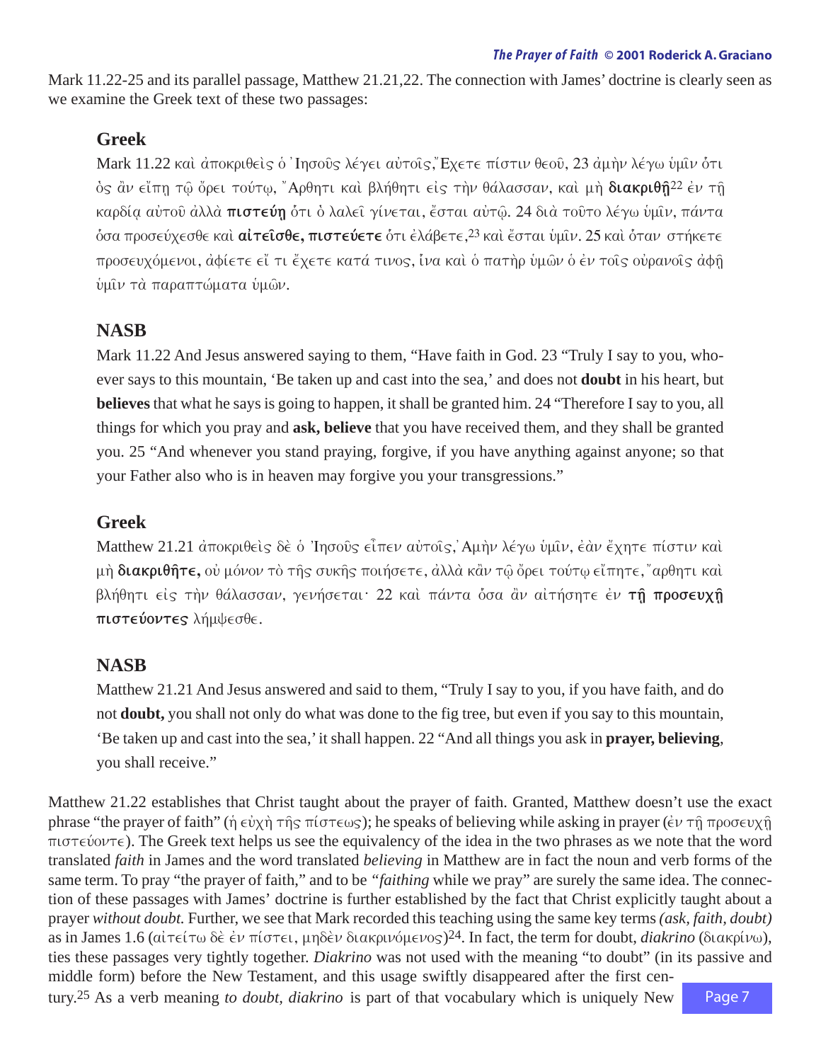Mark 11.22-25 and its parallel passage, Matthew 21.21,22. The connection with James' doctrine is clearly seen as we examine the Greek text of these two passages:

### Greek

Mark 11.22 καὶ ἀποκριθεὶς ὁ Ἰησοῦς λέγει αὐτοῖς, Ἔχετε πίστιν θεοῦ, 23 ἀμὴν λέγω ὑμῖν ὅτι ὃς ἂν εἴπῃ τῷ ὄρει τούτῳ, Ἄρθητι καὶ βλήθητι εἰς τὴν θάλασσαν, καὶ μὴ **διακριθῇ**[22] ἐν τῇ καρδίᾳ αὐτοῦ ἀλλὰ **πιστεύῃ** ὅτι ὃ λαλεῖ γίνεται, ἔσται αὐτῷ. 24 διὰ τοῦτο λέγω ὑμῖν, πάντα ὅσα προσεύχεσθε καὶ **αἰτεῖσθε, πιστεύετε** ὅτι ἐλάβετε,[23] καὶ ἔσται ὑμῖν. 25 καὶ ὅταν στήκετε προσευχόμενοι, ἀφίετε εἴ τι ἔχετε κατά τινος, ἵνα καὶ ὁ πατὴρ ὑμῶν ὁ ἐν τοῖς οὐρανοῖς ἀφῇ ὑμῖν τὰ παραπτώματα ὑμῶν.

### NASB

Mark 11.22 And Jesus answered saying to them, "Have faith in God. 23 "Truly I say to you, whoever says to this mountain, 'Be taken up and cast into the sea,' and does not **doubt** in his heart, but **believes** that what he says is going to happen, it shall be granted him. 24 "Therefore I say to you, all things for which you pray and **ask, believe** that you have received them, and they shall be granted you. 25 "And whenever you stand praying, forgive, if you have anything against anyone; so that your Father also who is in heaven may forgive you your transgressions."

### Greek

Matthew 21.21 ἀποκριθεὶς δὲ ὁ Ἰησοῦς εἶπεν αὐτοῖς, Ἀμὴν λέγω ὑμῖν, ἐὰν ἔχητε πίστιν καὶ μὴ **διακριθῆτε,** οὐ μόνον τὸ τῆς συκῆς ποιήσετε, ἀλλὰ κἂν τῷ ὄρει τούτῳ εἴπητε, Ἄρθητι καὶ βλήθητι εἰς τὴν θάλασσαν, γενήσεται· 22 καὶ πάντα ὅσα ἂν αἰτήσητε ἐν **τῇ προσευχῇ πιστεύοντες** λήμψεσθε.

### NASB

Matthew 21.21 And Jesus answered and said to them, "Truly I say to you, if you have faith, and do not **doubt,** you shall not only do what was done to the fig tree, but even if you say to this mountain, 'Be taken up and cast into the sea,' it shall happen. 22 "And all things you ask in **prayer, believing**, you shall receive."

Matthew 21.22 establishes that Christ taught about the prayer of faith. Granted, Matthew doesn't use the exact phrase "the prayer of faith" (ἡ εὐχὴ τῆς πίστεως); he speaks of believing while asking in prayer (ἐν τῇ προσευχῇ πιστεύοντε). The Greek text helps us see the equivalency of the idea in the two phrases as we note that the word translated *faith* in James and the word translated *believing* in Matthew are in fact the noun and verb forms of the same term. To pray "the prayer of faith," and to be *"faithing* while we pray" are surely the same idea. The connection of these passages with James' doctrine is further established by the fact that Christ explicitly taught about a prayer *without doubt.* Further, we see that Mark recorded this teaching using the same key terms *(ask, faith, doubt)* as in James 1.6 (αἰτείτω δὲ ἐν πίστει, μηδὲν διακρινόμενος)[24]. In fact, the term for doubt, *diakrino* (διακρίνω), ties these passages very tightly together. *Diakrino* was not used with the meaning "to doubt" (in its passive and middle form) before the New Testament, and this usage swiftly disappeared after the first century.[25] As a verb meaning *to doubt, diakrino* is part of that vocabulary which is uniquely New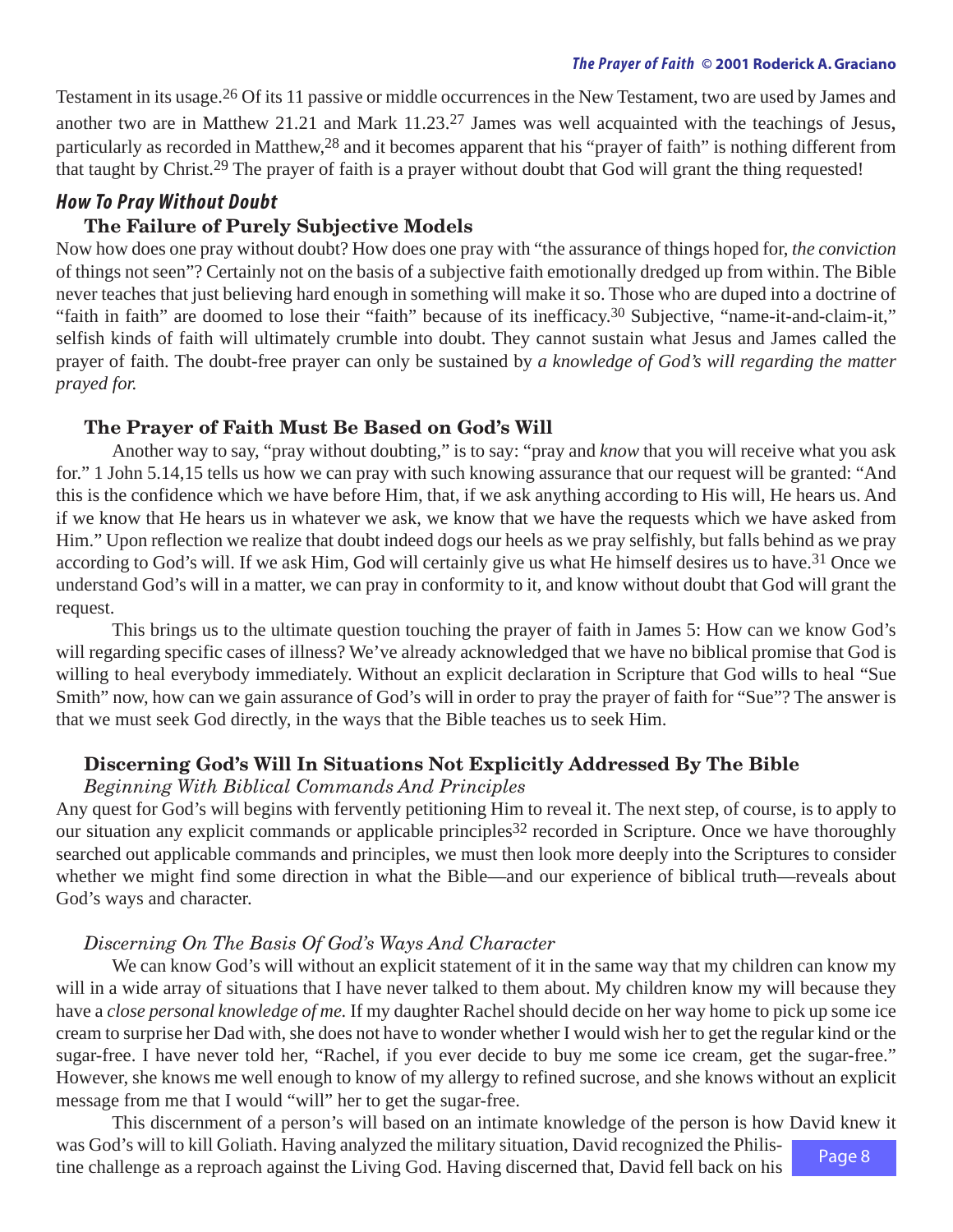Testament in its usage.[26] Of its 11 passive or middle occurrences in the New Testament, two are used by James and another two are in Matthew 21.21 and Mark 11.23.[27] James was well acquainted with the teachings of Jesus, particularly as recorded in Matthew,[28] and it becomes apparent that his "prayer of faith" is nothing different from that taught by Christ.[29] The prayer of faith is a prayer without doubt that God will grant the thing requested!

## How To Pray Without Doubt

### The Failure of Purely Subjective Models

Now how does one pray without doubt? How does one pray with "the assurance of things hoped for, *the conviction* of things not seen"? Certainly not on the basis of a subjective faith emotionally dredged up from within. The Bible never teaches that just believing hard enough in something will make it so. Those who are duped into a doctrine of "faith in faith" are doomed to lose their "faith" because of its inefficacy.[30] Subjective, "name-it-and-claim-it," selfish kinds of faith will ultimately crumble into doubt. They cannot sustain what Jesus and James called the prayer of faith. The doubt-free prayer can only be sustained by *a knowledge of God's will regarding the matter prayed for.*

### The Prayer of Faith Must Be Based on God's Will

Another way to say, "pray without doubting," is to say: "pray and *know* that you will receive what you ask for." 1 John 5.14,15 tells us how we can pray with such knowing assurance that our request will be granted: "And this is the confidence which we have before Him, that, if we ask anything according to His will, He hears us. And if we know that He hears us in whatever we ask, we know that we have the requests which we have asked from Him." Upon reflection we realize that doubt indeed dogs our heels as we pray selfishly, but falls behind as we pray according to God's will. If we ask Him, God will certainly give us what He himself desires us to have.[31] Once we understand God's will in a matter, we can pray in conformity to it, and know without doubt that God will grant the request.

This brings us to the ultimate question touching the prayer of faith in James 5: How can we know God's will regarding specific cases of illness? We've already acknowledged that we have no biblical promise that God is willing to heal everybody immediately. Without an explicit declaration in Scripture that God wills to heal "Sue Smith" now, how can we gain assurance of God's will in order to pray the prayer of faith for "Sue"? The answer is that we must seek God directly, in the ways that the Bible teaches us to seek Him.

### Discerning God's Will In Situations Not Explicitly Addressed By The Bible

#### *Beginning With Biblical Commands And Principles*

Any quest for God's will begins with fervently petitioning Him to reveal it. The next step, of course, is to apply to our situation any explicit commands or applicable principles[32] recorded in Scripture. Once we have thoroughly searched out applicable commands and principles, we must then look more deeply into the Scriptures to consider whether we might find some direction in what the Bible—and our experience of biblical truth—reveals about God's ways and character.

#### *Discerning On The Basis Of God's Ways And Character*

We can know God's will without an explicit statement of it in the same way that my children can know my will in a wide array of situations that I have never talked to them about. My children know my will because they have a *close personal knowledge of me.* If my daughter Rachel should decide on her way home to pick up some ice cream to surprise her Dad with, she does not have to wonder whether I would wish her to get the regular kind or the sugar-free. I have never told her, "Rachel, if you ever decide to buy me some ice cream, get the sugar-free." However, she knows me well enough to know of my allergy to refined sucrose, and she knows without an explicit message from me that I would "will" her to get the sugar-free.

This discernment of a person's will based on an intimate knowledge of the person is how David knew it was God's will to kill Goliath. Having analyzed the military situation, David recognized the Philistine challenge as a reproach against the Living God. Having discerned that, David fell back on his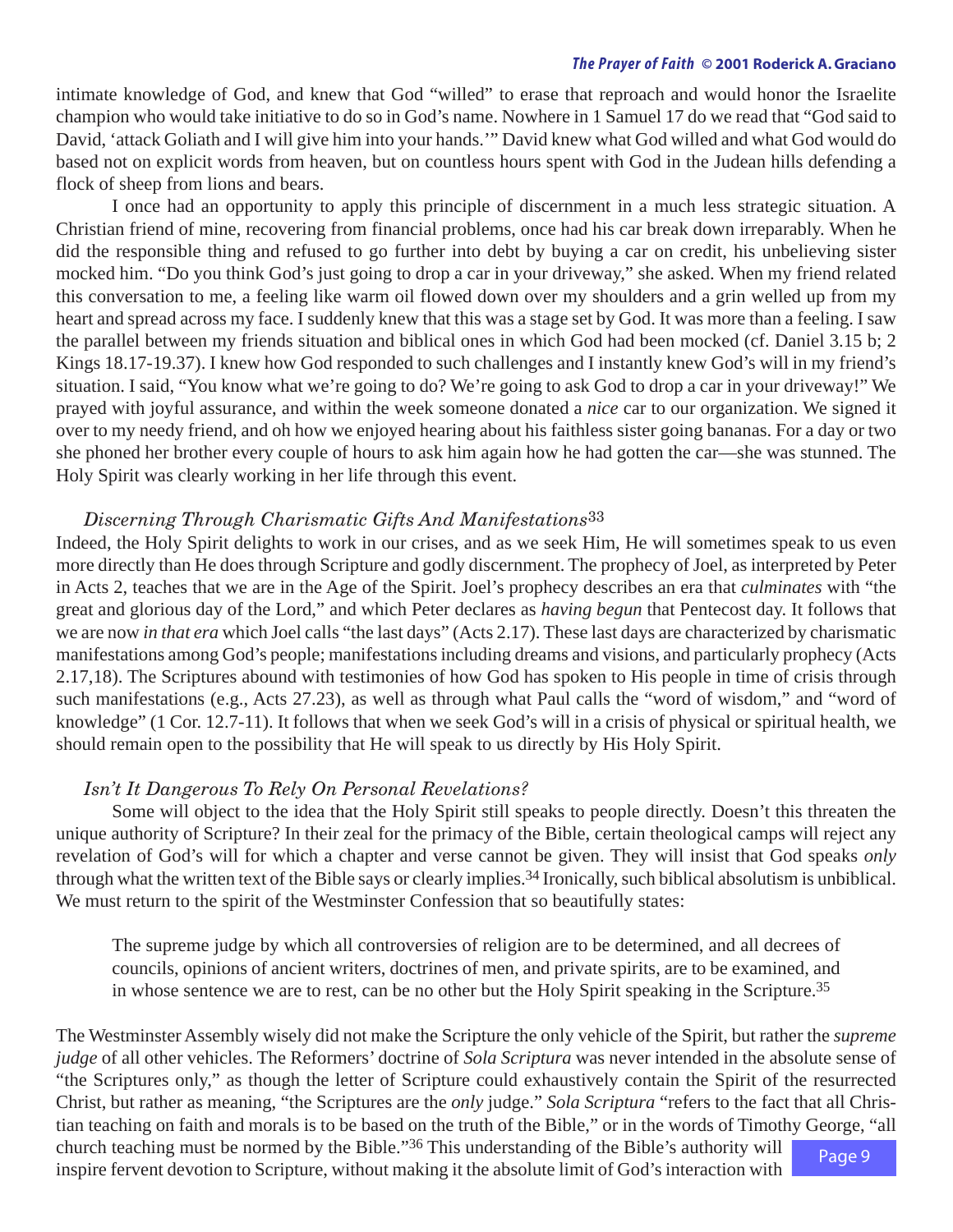intimate knowledge of God, and knew that God "willed" to erase that reproach and would honor the Israelite champion who would take initiative to do so in God's name. Nowhere in 1 Samuel 17 do we read that "God said to David, 'attack Goliath and I will give him into your hands.'" David knew what God willed and what God would do based not on explicit words from heaven, but on countless hours spent with God in the Judean hills defending a flock of sheep from lions and bears.

I once had an opportunity to apply this principle of discernment in a much less strategic situation. A Christian friend of mine, recovering from financial problems, once had his car break down irreparably. When he did the responsible thing and refused to go further into debt by buying a car on credit, his unbelieving sister mocked him. "Do you think God's just going to drop a car in your driveway," she asked. When my friend related this conversation to me, a feeling like warm oil flowed down over my shoulders and a grin welled up from my heart and spread across my face. I suddenly knew that this was a stage set by God. It was more than a feeling. I saw the parallel between my friends situation and biblical ones in which God had been mocked (cf. Daniel 3.15 b; 2 Kings 18.17-19.37). I knew how God responded to such challenges and I instantly knew God's will in my friend's situation. I said, "You know what we're going to do? We're going to ask God to drop a car in your driveway!" We prayed with joyful assurance, and within the week someone donated a *nice* car to our organization. We signed it over to my needy friend, and oh how we enjoyed hearing about his faithless sister going bananas. For a day or two she phoned her brother every couple of hours to ask him again how he had gotten the car—she was stunned. The Holy Spirit was clearly working in her life through this event.

### *Discerning Through Charismatic Gifts And Manifestations*[33]

Indeed, the Holy Spirit delights to work in our crises, and as we seek Him, He will sometimes speak to us even more directly than He does through Scripture and godly discernment. The prophecy of Joel, as interpreted by Peter in Acts 2, teaches that we are in the Age of the Spirit. Joel's prophecy describes an era that *culminates* with "the great and glorious day of the Lord," and which Peter declares as *having begun* that Pentecost day. It follows that we are now *in that era* which Joel calls "the last days" (Acts 2.17). These last days are characterized by charismatic manifestations among God's people; manifestations including dreams and visions, and particularly prophecy (Acts 2.17,18). The Scriptures abound with testimonies of how God has spoken to His people in time of crisis through such manifestations (e.g., Acts 27.23), as well as through what Paul calls the "word of wisdom," and "word of knowledge" (1 Cor. 12.7-11). It follows that when we seek God's will in a crisis of physical or spiritual health, we should remain open to the possibility that He will speak to us directly by His Holy Spirit.

### *Isn't It Dangerous To Rely On Personal Revelations?*

Some will object to the idea that the Holy Spirit still speaks to people directly. Doesn't this threaten the unique authority of Scripture? In their zeal for the primacy of the Bible, certain theological camps will reject any revelation of God's will for which a chapter and verse cannot be given. They will insist that God speaks *only* through what the written text of the Bible says or clearly implies.[34] Ironically, such biblical absolutism is unbiblical. We must return to the spirit of the Westminster Confession that so beautifully states:

> The supreme judge by which all controversies of religion are to be determined, and all decrees of councils, opinions of ancient writers, doctrines of men, and private spirits, are to be examined, and in whose sentence we are to rest, can be no other but the Holy Spirit speaking in the Scripture.[35]

The Westminster Assembly wisely did not make the Scripture the only vehicle of the Spirit, but rather the *supreme judge* of all other vehicles. The Reformers' doctrine of *Sola Scriptura* was never intended in the absolute sense of "the Scriptures only," as though the letter of Scripture could exhaustively contain the Spirit of the resurrected Christ, but rather as meaning, "the Scriptures are the *only* judge." *Sola Scriptura* "refers to the fact that all Christian teaching on faith and morals is to be based on the truth of the Bible," or in the words of Timothy George, "all church teaching must be normed by the Bible."[36] This understanding of the Bible's authority will inspire fervent devotion to Scripture, without making it the absolute limit of God's interaction with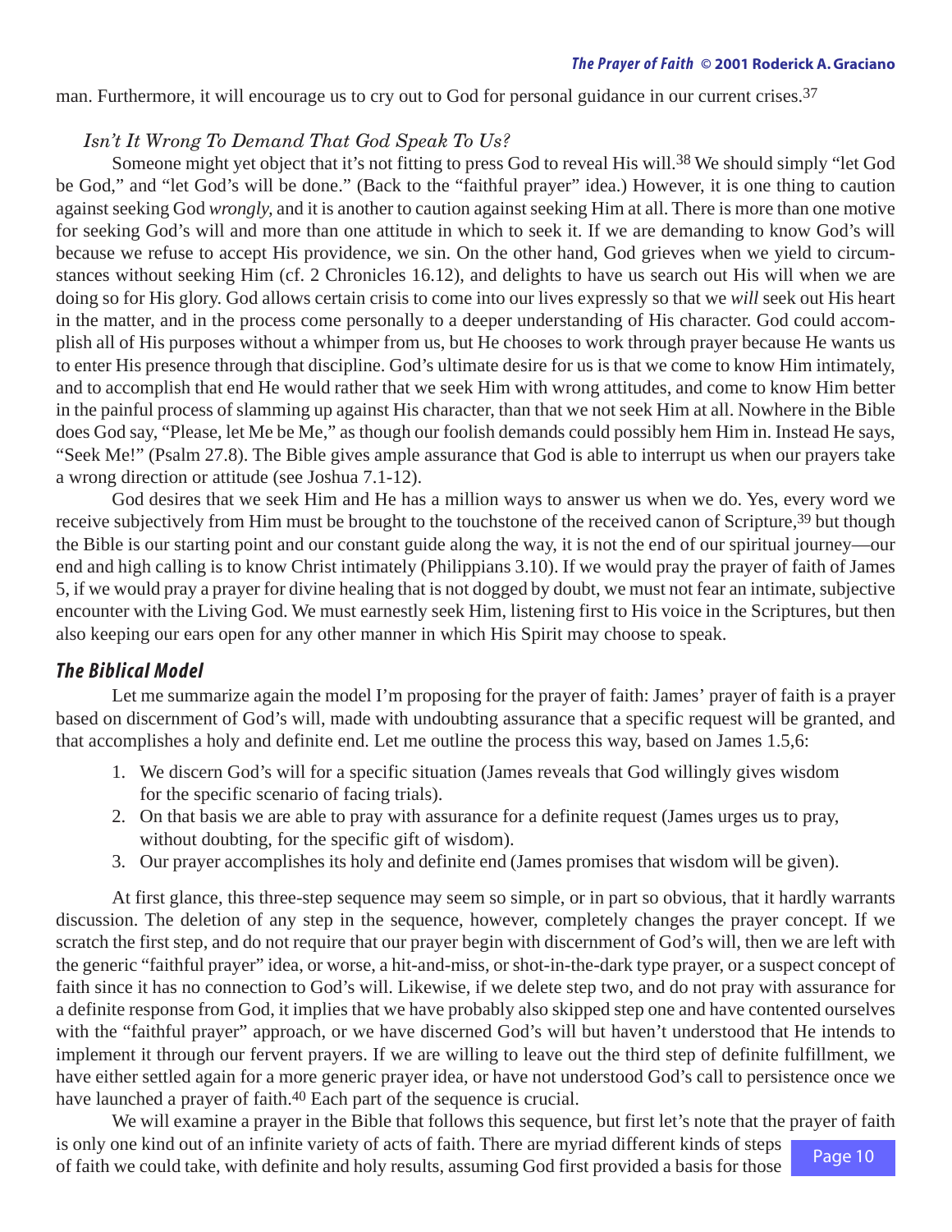man. Furthermore, it will encourage us to cry out to God for personal guidance in our current crises.[37]

### *Isn't It Wrong To Demand That God Speak To Us?*

Someone might yet object that it's not fitting to press God to reveal His will.[38] We should simply "let God be God," and "let God's will be done." (Back to the "faithful prayer" idea.) However, it is one thing to caution against seeking God *wrongly,* and it is another to caution against seeking Him at all. There is more than one motive for seeking God's will and more than one attitude in which to seek it. If we are demanding to know God's will because we refuse to accept His providence, we sin. On the other hand, God grieves when we yield to circumstances without seeking Him (cf. 2 Chronicles 16.12), and delights to have us search out His will when we are doing so for His glory. God allows certain crisis to come into our lives expressly so that we *will* seek out His heart in the matter, and in the process come personally to a deeper understanding of His character. God could accomplish all of His purposes without a whimper from us, but He chooses to work through prayer because He wants us to enter His presence through that discipline. God's ultimate desire for us is that we come to know Him intimately, and to accomplish that end He would rather that we seek Him with wrong attitudes, and come to know Him better in the painful process of slamming up against His character, than that we not seek Him at all. Nowhere in the Bible does God say, "Please, let Me be Me," as though our foolish demands could possibly hem Him in. Instead He says, "Seek Me!" (Psalm 27.8). The Bible gives ample assurance that God is able to interrupt us when our prayers take a wrong direction or attitude (see Joshua 7.1-12).

God desires that we seek Him and He has a million ways to answer us when we do. Yes, every word we receive subjectively from Him must be brought to the touchstone of the received canon of Scripture,[39] but though the Bible is our starting point and our constant guide along the way, it is not the end of our spiritual journey—our end and high calling is to know Christ intimately (Philippians 3.10). If we would pray the prayer of faith of James 5, if we would pray a prayer for divine healing that is not dogged by doubt, we must not fear an intimate, subjective encounter with the Living God. We must earnestly seek Him, listening first to His voice in the Scriptures, but then also keeping our ears open for any other manner in which His Spirit may choose to speak.

## *The Biblical Model*

Let me summarize again the model I'm proposing for the prayer of faith: James' prayer of faith is a prayer based on discernment of God's will, made with undoubting assurance that a specific request will be granted, and that accomplishes a holy and definite end. Let me outline the process this way, based on James 1.5,6:

1. We discern God's will for a specific situation (James reveals that God willingly gives wisdom for the specific scenario of facing trials).
2. On that basis we are able to pray with assurance for a definite request (James urges us to pray, without doubting, for the specific gift of wisdom).
3. Our prayer accomplishes its holy and definite end (James promises that wisdom will be given).

At first glance, this three-step sequence may seem so simple, or in part so obvious, that it hardly warrants discussion. The deletion of any step in the sequence, however, completely changes the prayer concept. If we scratch the first step, and do not require that our prayer begin with discernment of God's will, then we are left with the generic "faithful prayer" idea, or worse, a hit-and-miss, or shot-in-the-dark type prayer, or a suspect concept of faith since it has no connection to God's will. Likewise, if we delete step two, and do not pray with assurance for a definite response from God, it implies that we have probably also skipped step one and have contented ourselves with the "faithful prayer" approach, or we have discerned God's will but haven't understood that He intends to implement it through our fervent prayers. If we are willing to leave out the third step of definite fulfillment, we have either settled again for a more generic prayer idea, or have not understood God's call to persistence once we have launched a prayer of faith.[40] Each part of the sequence is crucial.

We will examine a prayer in the Bible that follows this sequence, but first let's note that the prayer of faith is only one kind out of an infinite variety of acts of faith. There are myriad different kinds of steps of faith we could take, with definite and holy results, assuming God first provided a basis for those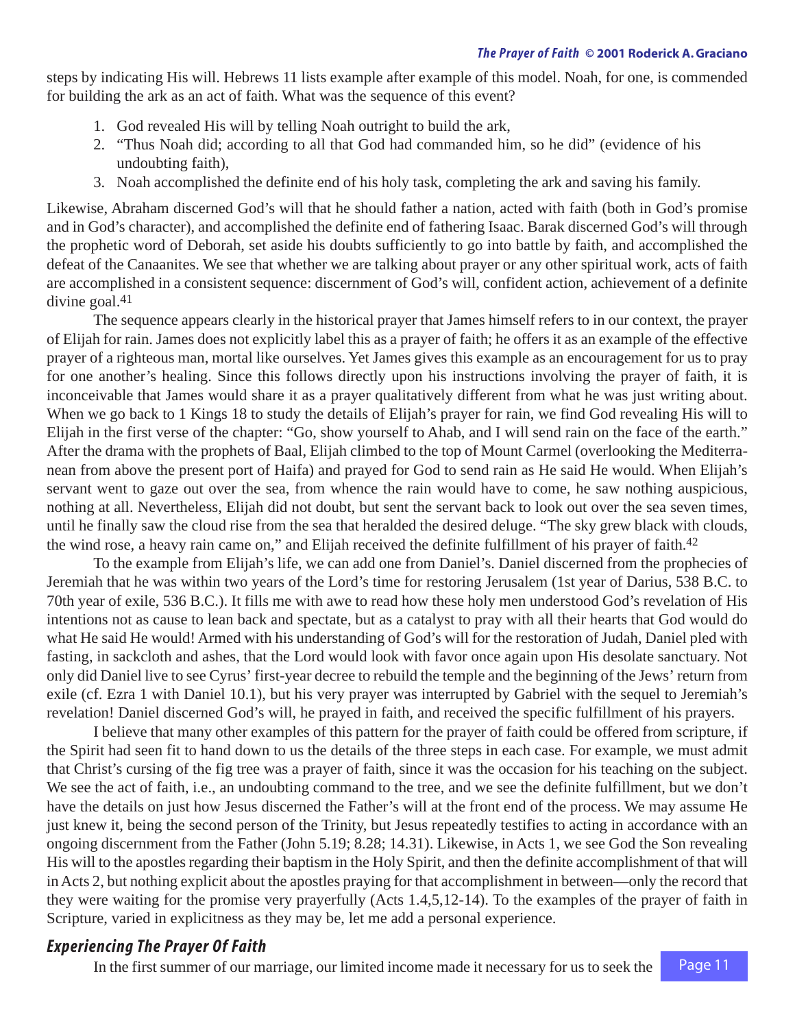steps by indicating His will. Hebrews 11 lists example after example of this model. Noah, for one, is commended for building the ark as an act of faith. What was the sequence of this event?

1. God revealed His will by telling Noah outright to build the ark,
2. "Thus Noah did; according to all that God had commanded him, so he did" (evidence of his undoubting faith),
3. Noah accomplished the definite end of his holy task, completing the ark and saving his family.

Likewise, Abraham discerned God's will that he should father a nation, acted with faith (both in God's promise and in God's character), and accomplished the definite end of fathering Isaac. Barak discerned God's will through the prophetic word of Deborah, set aside his doubts sufficiently to go into battle by faith, and accomplished the defeat of the Canaanites. We see that whether we are talking about prayer or any other spiritual work, acts of faith are accomplished in a consistent sequence: discernment of God's will, confident action, achievement of a definite divine goal.[41]

The sequence appears clearly in the historical prayer that James himself refers to in our context, the prayer of Elijah for rain. James does not explicitly label this as a prayer of faith; he offers it as an example of the effective prayer of a righteous man, mortal like ourselves. Yet James gives this example as an encouragement for us to pray for one another's healing. Since this follows directly upon his instructions involving the prayer of faith, it is inconceivable that James would share it as a prayer qualitatively different from what he was just writing about. When we go back to 1 Kings 18 to study the details of Elijah's prayer for rain, we find God revealing His will to Elijah in the first verse of the chapter: "Go, show yourself to Ahab, and I will send rain on the face of the earth." After the drama with the prophets of Baal, Elijah climbed to the top of Mount Carmel (overlooking the Mediterranean from above the present port of Haifa) and prayed for God to send rain as He said He would. When Elijah's servant went to gaze out over the sea, from whence the rain would have to come, he saw nothing auspicious, nothing at all. Nevertheless, Elijah did not doubt, but sent the servant back to look out over the sea seven times, until he finally saw the cloud rise from the sea that heralded the desired deluge. "The sky grew black with clouds, the wind rose, a heavy rain came on," and Elijah received the definite fulfillment of his prayer of faith.[42]

To the example from Elijah's life, we can add one from Daniel's. Daniel discerned from the prophecies of Jeremiah that he was within two years of the Lord's time for restoring Jerusalem (1st year of Darius, 538 B.C. to 70th year of exile, 536 B.C.). It fills me with awe to read how these holy men understood God's revelation of His intentions not as cause to lean back and spectate, but as a catalyst to pray with all their hearts that God would do what He said He would! Armed with his understanding of God's will for the restoration of Judah, Daniel pled with fasting, in sackcloth and ashes, that the Lord would look with favor once again upon His desolate sanctuary. Not only did Daniel live to see Cyrus' first-year decree to rebuild the temple and the beginning of the Jews' return from exile (cf. Ezra 1 with Daniel 10.1), but his very prayer was interrupted by Gabriel with the sequel to Jeremiah's revelation! Daniel discerned God's will, he prayed in faith, and received the specific fulfillment of his prayers.

I believe that many other examples of this pattern for the prayer of faith could be offered from scripture, if the Spirit had seen fit to hand down to us the details of the three steps in each case. For example, we must admit that Christ's cursing of the fig tree was a prayer of faith, since it was the occasion for his teaching on the subject. We see the act of faith, i.e., an undoubting command to the tree, and we see the definite fulfillment, but we don't have the details on just how Jesus discerned the Father's will at the front end of the process. We may assume He just knew it, being the second person of the Trinity, but Jesus repeatedly testifies to acting in accordance with an ongoing discernment from the Father (John 5.19; 8.28; 14.31). Likewise, in Acts 1, we see God the Son revealing His will to the apostles regarding their baptism in the Holy Spirit, and then the definite accomplishment of that will in Acts 2, but nothing explicit about the apostles praying for that accomplishment in between—only the record that they were waiting for the promise very prayerfully (Acts 1.4,5,12-14). To the examples of the prayer of faith in Scripture, varied in explicitness as they may be, let me add a personal experience.

## *Experiencing The Prayer Of Faith*

In the first summer of our marriage, our limited income made it necessary for us to seek the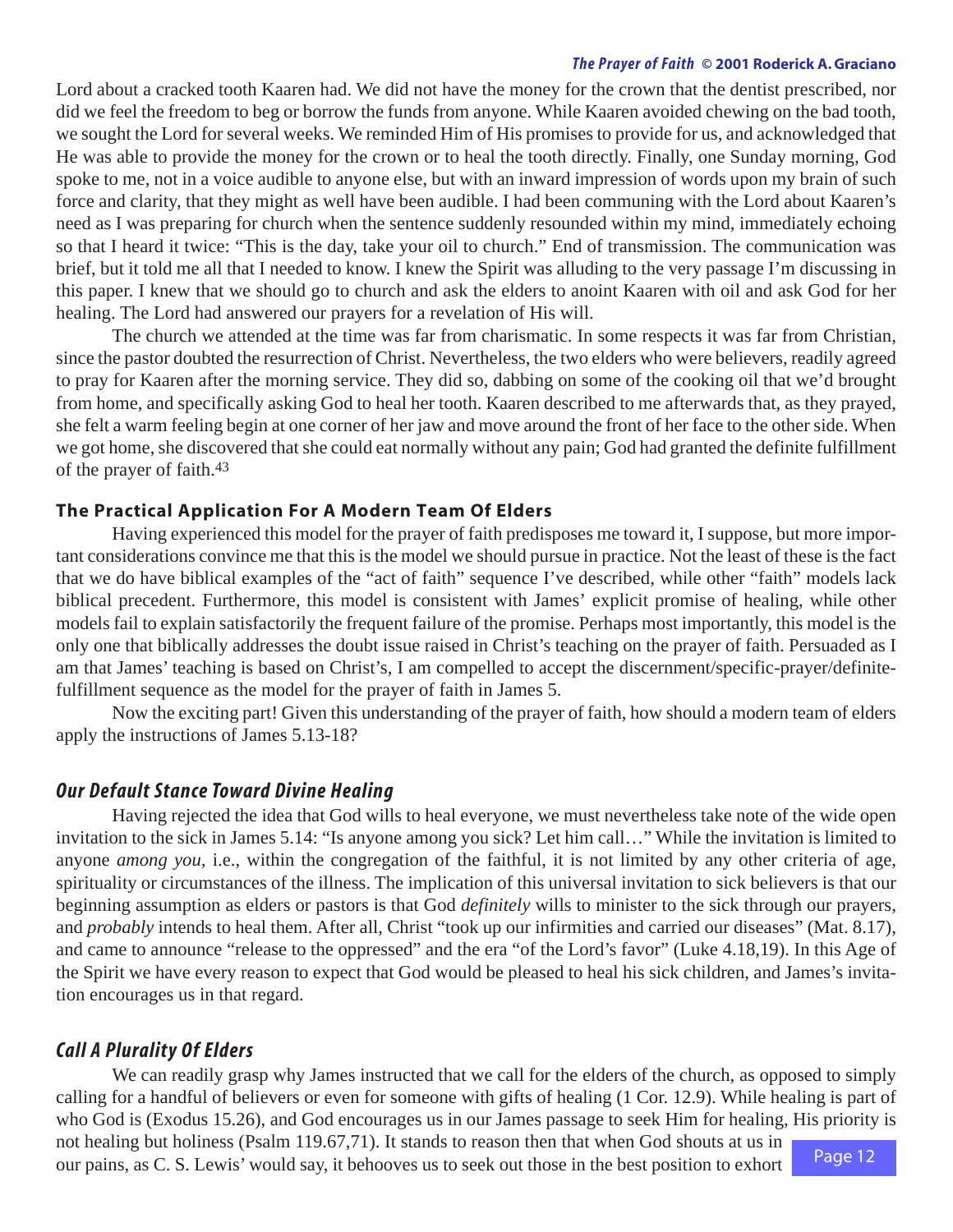Lord about a cracked tooth Kaaren had. We did not have the money for the crown that the dentist prescribed, nor did we feel the freedom to beg or borrow the funds from anyone. While Kaaren avoided chewing on the bad tooth, we sought the Lord for several weeks. We reminded Him of His promises to provide for us, and acknowledged that He was able to provide the money for the crown or to heal the tooth directly. Finally, one Sunday morning, God spoke to me, not in a voice audible to anyone else, but with an inward impression of words upon my brain of such force and clarity, that they might as well have been audible. I had been communing with the Lord about Kaaren's need as I was preparing for church when the sentence suddenly resounded within my mind, immediately echoing so that I heard it twice: "This is the day, take your oil to church." End of transmission. The communication was brief, but it told me all that I needed to know. I knew the Spirit was alluding to the very passage I'm discussing in this paper. I knew that we should go to church and ask the elders to anoint Kaaren with oil and ask God for her healing. The Lord had answered our prayers for a revelation of His will.

The church we attended at the time was far from charismatic. In some respects it was far from Christian, since the pastor doubted the resurrection of Christ. Nevertheless, the two elders who were believers, readily agreed to pray for Kaaren after the morning service. They did so, dabbing on some of the cooking oil that we'd brought from home, and specifically asking God to heal her tooth. Kaaren described to me afterwards that, as they prayed, she felt a warm feeling begin at one corner of her jaw and move around the front of her face to the other side. When we got home, she discovered that she could eat normally without any pain; God had granted the definite fulfillment of the prayer of faith.[43]

### The Practical Application For A Modern Team Of Elders

Having experienced this model for the prayer of faith predisposes me toward it, I suppose, but more important considerations convince me that this is the model we should pursue in practice. Not the least of these is the fact that we do have biblical examples of the "act of faith" sequence I've described, while other "faith" models lack biblical precedent. Furthermore, this model is consistent with James' explicit promise of healing, while other models fail to explain satisfactorily the frequent failure of the promise. Perhaps most importantly, this model is the only one that biblically addresses the doubt issue raised in Christ's teaching on the prayer of faith. Persuaded as I am that James' teaching is based on Christ's, I am compelled to accept the discernment/specific-prayer/definite-fulfillment sequence as the model for the prayer of faith in James 5.

Now the exciting part! Given this understanding of the prayer of faith, how should a modern team of elders apply the instructions of James 5.13-18?

### *Our Default Stance Toward Divine Healing*

Having rejected the idea that God wills to heal everyone, we must nevertheless take note of the wide open invitation to the sick in James 5.14: "Is anyone among you sick? Let him call…" While the invitation is limited to anyone *among you,* i.e., within the congregation of the faithful, it is not limited by any other criteria of age, spirituality or circumstances of the illness. The implication of this universal invitation to sick believers is that our beginning assumption as elders or pastors is that God *definitely* wills to minister to the sick through our prayers, and *probably* intends to heal them. After all, Christ "took up our infirmities and carried our diseases" (Mat. 8.17), and came to announce "release to the oppressed" and the era "of the Lord's favor" (Luke 4.18,19). In this Age of the Spirit we have every reason to expect that God would be pleased to heal his sick children, and James's invitation encourages us in that regard.

### *Call A Plurality Of Elders*

We can readily grasp why James instructed that we call for the elders of the church, as opposed to simply calling for a handful of believers or even for someone with gifts of healing (1 Cor. 12.9). While healing is part of who God is (Exodus 15.26), and God encourages us in our James passage to seek Him for healing, His priority is not healing but holiness (Psalm 119.67,71). It stands to reason then that when God shouts at us in our pains, as C. S. Lewis' would say, it behooves us to seek out those in the best position to exhort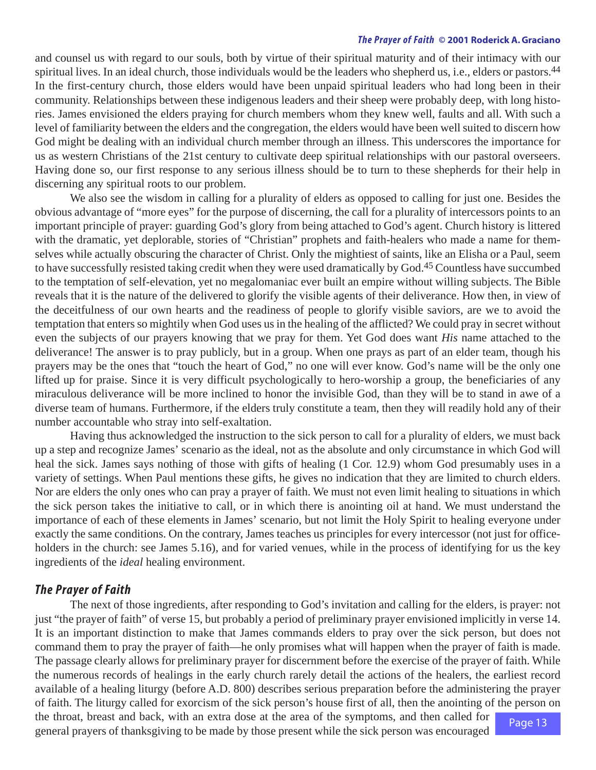and counsel us with regard to our souls, both by virtue of their spiritual maturity and of their intimacy with our spiritual lives. In an ideal church, those individuals would be the leaders who shepherd us, i.e., elders or pastors.[44] In the first-century church, those elders would have been unpaid spiritual leaders who had long been in their community. Relationships between these indigenous leaders and their sheep were probably deep, with long histories. James envisioned the elders praying for church members whom they knew well, faults and all. With such a level of familiarity between the elders and the congregation, the elders would have been well suited to discern how God might be dealing with an individual church member through an illness. This underscores the importance for us as western Christians of the 21st century to cultivate deep spiritual relationships with our pastoral overseers. Having done so, our first response to any serious illness should be to turn to these shepherds for their help in discerning any spiritual roots to our problem.

We also see the wisdom in calling for a plurality of elders as opposed to calling for just one. Besides the obvious advantage of "more eyes" for the purpose of discerning, the call for a plurality of intercessors points to an important principle of prayer: guarding God's glory from being attached to God's agent. Church history is littered with the dramatic, yet deplorable, stories of "Christian" prophets and faith-healers who made a name for themselves while actually obscuring the character of Christ. Only the mightiest of saints, like an Elisha or a Paul, seem to have successfully resisted taking credit when they were used dramatically by God.[45] Countless have succumbed to the temptation of self-elevation, yet no megalomaniac ever built an empire without willing subjects. The Bible reveals that it is the nature of the delivered to glorify the visible agents of their deliverance. How then, in view of the deceitfulness of our own hearts and the readiness of people to glorify visible saviors, are we to avoid the temptation that enters so mightily when God uses us in the healing of the afflicted? We could pray in secret without even the subjects of our prayers knowing that we pray for them. Yet God does want *His* name attached to the deliverance! The answer is to pray publicly, but in a group. When one prays as part of an elder team, though his prayers may be the ones that "touch the heart of God," no one will ever know. God's name will be the only one lifted up for praise. Since it is very difficult psychologically to hero-worship a group, the beneficiaries of any miraculous deliverance will be more inclined to honor the invisible God, than they will be to stand in awe of a diverse team of humans. Furthermore, if the elders truly constitute a team, then they will readily hold any of their number accountable who stray into self-exaltation.

Having thus acknowledged the instruction to the sick person to call for a plurality of elders, we must back up a step and recognize James' scenario as the ideal, not as the absolute and only circumstance in which God will heal the sick. James says nothing of those with gifts of healing (1 Cor. 12.9) whom God presumably uses in a variety of settings. When Paul mentions these gifts, he gives no indication that they are limited to church elders. Nor are elders the only ones who can pray a prayer of faith. We must not even limit healing to situations in which the sick person takes the initiative to call, or in which there is anointing oil at hand. We must understand the importance of each of these elements in James' scenario, but not limit the Holy Spirit to healing everyone under exactly the same conditions. On the contrary, James teaches us principles for every intercessor (not just for office-holders in the church: see James 5.16), and for varied venues, while in the process of identifying for us the key ingredients of the *ideal* healing environment.

### *The Prayer of Faith*

The next of those ingredients, after responding to God's invitation and calling for the elders, is prayer: not just "the prayer of faith" of verse 15, but probably a period of preliminary prayer envisioned implicitly in verse 14. It is an important distinction to make that James commands elders to pray over the sick person, but does not command them to pray the prayer of faith—he only promises what will happen when the prayer of faith is made. The passage clearly allows for preliminary prayer for discernment before the exercise of the prayer of faith. While the numerous records of healings in the early church rarely detail the actions of the healers, the earliest record available of a healing liturgy (before A.D. 800) describes serious preparation before the administering the prayer of faith. The liturgy called for exorcism of the sick person's house first of all, then the anointing of the person on the throat, breast and back, with an extra dose at the area of the symptoms, and then called for general prayers of thanksgiving to be made by those present while the sick person was encouraged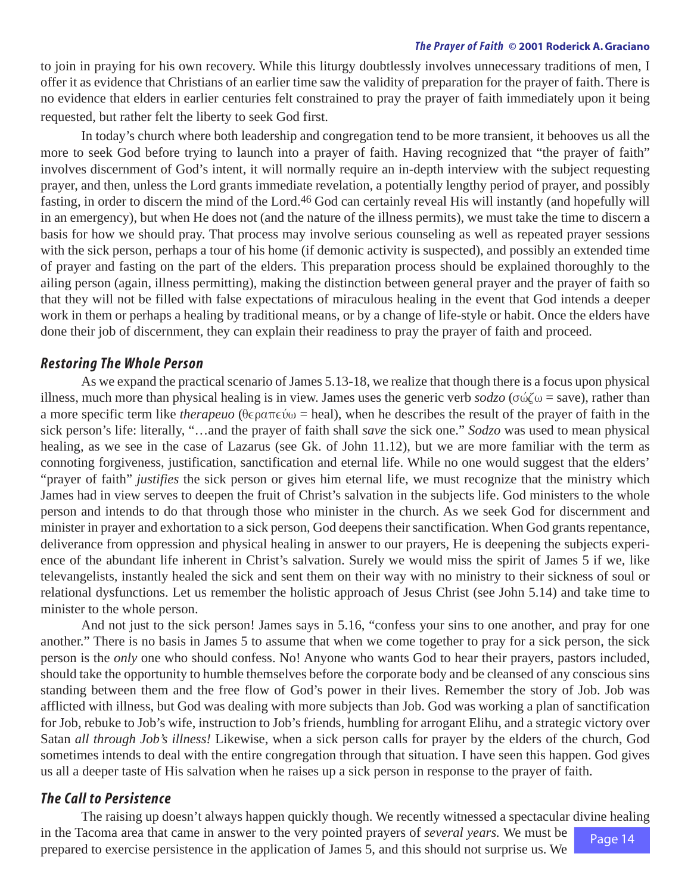to join in praying for his own recovery. While this liturgy doubtlessly involves unnecessary traditions of men, I offer it as evidence that Christians of an earlier time saw the validity of preparation for the prayer of faith. There is no evidence that elders in earlier centuries felt constrained to pray the prayer of faith immediately upon it being requested, but rather felt the liberty to seek God first.

In today's church where both leadership and congregation tend to be more transient, it behooves us all the more to seek God before trying to launch into a prayer of faith. Having recognized that "the prayer of faith" involves discernment of God's intent, it will normally require an in-depth interview with the subject requesting prayer, and then, unless the Lord grants immediate revelation, a potentially lengthy period of prayer, and possibly fasting, in order to discern the mind of the Lord.[46] God can certainly reveal His will instantly (and hopefully will in an emergency), but when He does not (and the nature of the illness permits), we must take the time to discern a basis for how we should pray. That process may involve serious counseling as well as repeated prayer sessions with the sick person, perhaps a tour of his home (if demonic activity is suspected), and possibly an extended time of prayer and fasting on the part of the elders. This preparation process should be explained thoroughly to the ailing person (again, illness permitting), making the distinction between general prayer and the prayer of faith so that they will not be filled with false expectations of miraculous healing in the event that God intends a deeper work in them or perhaps a healing by traditional means, or by a change of life-style or habit. Once the elders have done their job of discernment, they can explain their readiness to pray the prayer of faith and proceed.

## Restoring The Whole Person

As we expand the practical scenario of James 5.13-18, we realize that though there is a focus upon physical illness, much more than physical healing is in view. James uses the generic verb *sodzo* (σώζω = save), rather than a more specific term like *therapeuo* (θεραπεύω = heal), when he describes the result of the prayer of faith in the sick person's life: literally, "…and the prayer of faith shall *save* the sick one." *Sodzo* was used to mean physical healing, as we see in the case of Lazarus (see Gk. of John 11.12), but we are more familiar with the term as connoting forgiveness, justification, sanctification and eternal life. While no one would suggest that the elders' "prayer of faith" *justifies* the sick person or gives him eternal life, we must recognize that the ministry which James had in view serves to deepen the fruit of Christ's salvation in the subjects life. God ministers to the whole person and intends to do that through those who minister in the church. As we seek God for discernment and minister in prayer and exhortation to a sick person, God deepens their sanctification. When God grants repentance, deliverance from oppression and physical healing in answer to our prayers, He is deepening the subjects experience of the abundant life inherent in Christ's salvation. Surely we would miss the spirit of James 5 if we, like televangelists, instantly healed the sick and sent them on their way with no ministry to their sickness of soul or relational dysfunctions. Let us remember the holistic approach of Jesus Christ (see John 5.14) and take time to minister to the whole person.

And not just to the sick person! James says in 5.16, "confess your sins to one another, and pray for one another." There is no basis in James 5 to assume that when we come together to pray for a sick person, the sick person is the *only* one who should confess. No! Anyone who wants God to hear their prayers, pastors included, should take the opportunity to humble themselves before the corporate body and be cleansed of any conscious sins standing between them and the free flow of God's power in their lives. Remember the story of Job. Job was afflicted with illness, but God was dealing with more subjects than Job. God was working a plan of sanctification for Job, rebuke to Job's wife, instruction to Job's friends, humbling for arrogant Elihu, and a strategic victory over Satan *all through Job's illness!* Likewise, when a sick person calls for prayer by the elders of the church, God sometimes intends to deal with the entire congregation through that situation. I have seen this happen. God gives us all a deeper taste of His salvation when he raises up a sick person in response to the prayer of faith.

## The Call to Persistence

The raising up doesn't always happen quickly though. We recently witnessed a spectacular divine healing in the Tacoma area that came in answer to the very pointed prayers of *several years.* We must be prepared to exercise persistence in the application of James 5, and this should not surprise us. We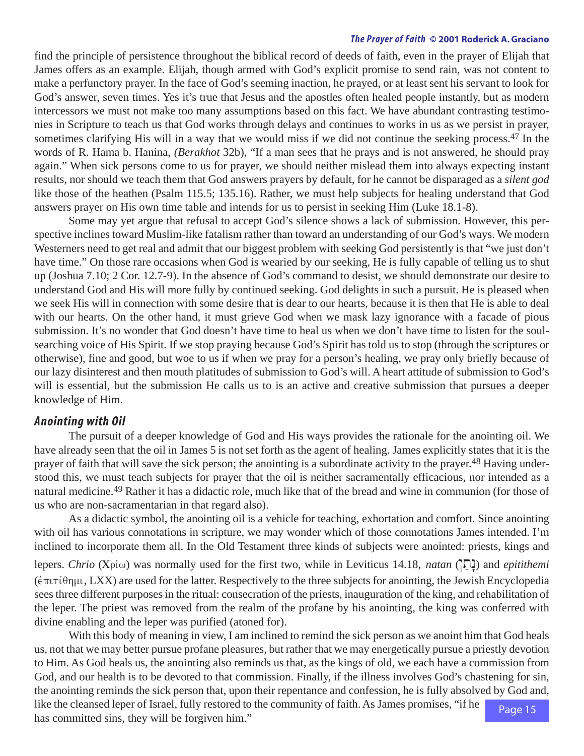find the principle of persistence throughout the biblical record of deeds of faith, even in the prayer of Elijah that James offers as an example. Elijah, though armed with God's explicit promise to send rain, was not content to make a perfunctory prayer. In the face of God's seeming inaction, he prayed, or at least sent his servant to look for God's answer, seven times. Yes it's true that Jesus and the apostles often healed people instantly, but as modern intercessors we must not make too many assumptions based on this fact. We have abundant contrasting testimonies in Scripture to teach us that God works through delays and continues to works in us as we persist in prayer, sometimes clarifying His will in a way that we would miss if we did not continue the seeking process.[47] In the words of R. Hama b. Hanina, *(Berakhot* 32b), "If a man sees that he prays and is not answered, he should pray again." When sick persons come to us for prayer, we should neither mislead them into always expecting instant results, nor should we teach them that God answers prayers by default, for he cannot be disparaged as a *silent god* like those of the heathen (Psalm 115.5; 135.16). Rather, we must help subjects for healing understand that God answers prayer on His own time table and intends for us to persist in seeking Him (Luke 18.1-8).

Some may yet argue that refusal to accept God's silence shows a lack of submission. However, this perspective inclines toward Muslim-like fatalism rather than toward an understanding of our God's ways. We modern Westerners need to get real and admit that our biggest problem with seeking God persistently is that "we just don't have time." On those rare occasions when God is wearied by our seeking, He is fully capable of telling us to shut up (Joshua 7.10; 2 Cor. 12.7-9). In the absence of God's command to desist, we should demonstrate our desire to understand God and His will more fully by continued seeking. God delights in such a pursuit. He is pleased when we seek His will in connection with some desire that is dear to our hearts, because it is then that He is able to deal with our hearts. On the other hand, it must grieve God when we mask lazy ignorance with a facade of pious submission. It's no wonder that God doesn't have time to heal us when we don't have time to listen for the soul-searching voice of His Spirit. If we stop praying because God's Spirit has told us to stop (through the scriptures or otherwise), fine and good, but woe to us if when we pray for a person's healing, we pray only briefly because of our lazy disinterest and then mouth platitudes of submission to God's will. A heart attitude of submission to God's will is essential, but the submission He calls us to is an active and creative submission that pursues a deeper knowledge of Him.

## Anointing with Oil

The pursuit of a deeper knowledge of God and His ways provides the rationale for the anointing oil. We have already seen that the oil in James 5 is not set forth as the agent of healing. James explicitly states that it is the prayer of faith that will save the sick person; the anointing is a subordinate activity to the prayer.[48] Having understood this, we must teach subjects for prayer that the oil is neither sacramentally efficacious, nor intended as a natural medicine.[49] Rather it has a didactic role, much like that of the bread and wine in communion (for those of us who are non-sacramentarian in that regard also).

As a didactic symbol, the anointing oil is a vehicle for teaching, exhortation and comfort. Since anointing with oil has various connotations in scripture, we may wonder which of those connotations James intended. I'm inclined to incorporate them all. In the Old Testament three kinds of subjects were anointed: priests, kings and lepers. *Chrio* (Χρίω) was normally used for the first two, while in Leviticus 14.18, *natan* (נָתַן) and *epitithemi* (ἐπιτίθημι, LXX) are used for the latter. Respectively to the three subjects for anointing, the Jewish Encyclopedia sees three different purposes in the ritual: consecration of the priests, inauguration of the king, and rehabilitation of the leper. The priest was removed from the realm of the profane by his anointing, the king was conferred with divine enabling and the leper was purified (atoned for).

With this body of meaning in view, I am inclined to remind the sick person as we anoint him that God heals us, not that we may better pursue profane pleasures, but rather that we may energetically pursue a priestly devotion to Him. As God heals us, the anointing also reminds us that, as the kings of old, we each have a commission from God, and our health is to be devoted to that commission. Finally, if the illness involves God's chastening for sin, the anointing reminds the sick person that, upon their repentance and confession, he is fully absolved by God and, like the cleansed leper of Israel, fully restored to the community of faith. As James promises, "if he has committed sins, they will be forgiven him."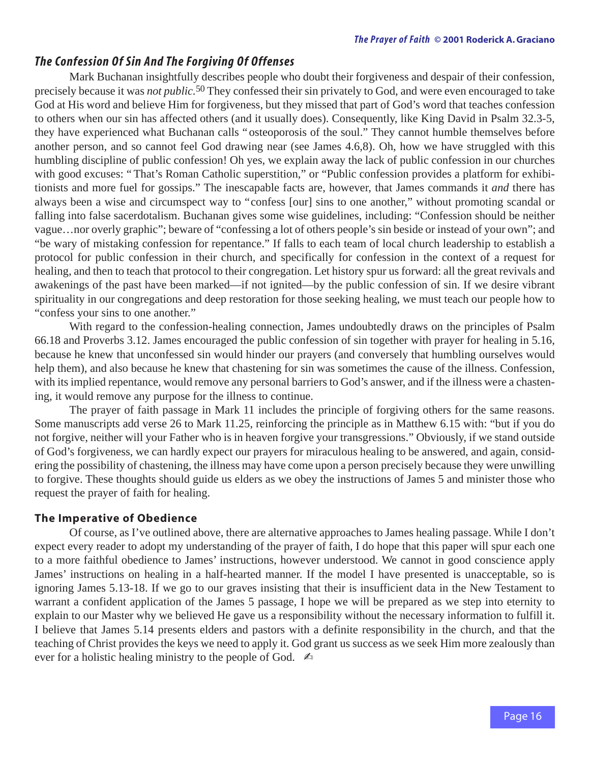## *The Confession Of Sin And The Forgiving Of Offenses*

Mark Buchanan insightfully describes people who doubt their forgiveness and despair of their confession, precisely because it was *not public*.[50] They confessed their sin privately to God, and were even encouraged to take God at His word and believe Him for forgiveness, but they missed that part of God's word that teaches confession to others when our sin has affected others (and it usually does). Consequently, like King David in Psalm 32.3-5, they have experienced what Buchanan calls "osteoporosis of the soul." They cannot humble themselves before another person, and so cannot feel God drawing near (see James 4.6,8). Oh, how we have struggled with this humbling discipline of public confession! Oh yes, we explain away the lack of public confession in our churches with good excuses: "That's Roman Catholic superstition," or "Public confession provides a platform for exhibitionists and more fuel for gossips." The inescapable facts are, however, that James commands it *and* there has always been a wise and circumspect way to "confess [our] sins to one another," without promoting scandal or falling into false sacerdotalism. Buchanan gives some wise guidelines, including: "Confession should be neither vague…nor overly graphic"; beware of "confessing a lot of others people's sin beside or instead of your own"; and "be wary of mistaking confession for repentance." If falls to each team of local church leadership to establish a protocol for public confession in their church, and specifically for confession in the context of a request for healing, and then to teach that protocol to their congregation. Let history spur us forward: all the great revivals and awakenings of the past have been marked—if not ignited—by the public confession of sin. If we desire vibrant spirituality in our congregations and deep restoration for those seeking healing, we must teach our people how to "confess your sins to one another."

With regard to the confession-healing connection, James undoubtedly draws on the principles of Psalm 66.18 and Proverbs 3.12. James encouraged the public confession of sin together with prayer for healing in 5.16, because he knew that unconfessed sin would hinder our prayers (and conversely that humbling ourselves would help them), and also because he knew that chastening for sin was sometimes the cause of the illness. Confession, with its implied repentance, would remove any personal barriers to God's answer, and if the illness were a chastening, it would remove any purpose for the illness to continue.

The prayer of faith passage in Mark 11 includes the principle of forgiving others for the same reasons. Some manuscripts add verse 26 to Mark 11.25, reinforcing the principle as in Matthew 6.15 with: "but if you do not forgive, neither will your Father who is in heaven forgive your transgressions." Obviously, if we stand outside of God's forgiveness, we can hardly expect our prayers for miraculous healing to be answered, and again, considering the possibility of chastening, the illness may have come upon a person precisely because they were unwilling to forgive. These thoughts should guide us elders as we obey the instructions of James 5 and minister those who request the prayer of faith for healing.

### **The Imperative of Obedience**

Of course, as I've outlined above, there are alternative approaches to James healing passage. While I don't expect every reader to adopt my understanding of the prayer of faith, I do hope that this paper will spur each one to a more faithful obedience to James' instructions, however understood. We cannot in good conscience apply James' instructions on healing in a half-hearted manner. If the model I have presented is unacceptable, so is ignoring James 5.13-18. If we go to our graves insisting that their is insufficient data in the New Testament to warrant a confident application of the James 5 passage, I hope we will be prepared as we step into eternity to explain to our Master why we believed He gave us a responsibility without the necessary information to fulfill it. I believe that James 5.14 presents elders and pastors with a definite responsibility in the church, and that the teaching of Christ provides the keys we need to apply it. God grant us success as we seek Him more zealously than ever for a holistic healing ministry to the people of God. ✍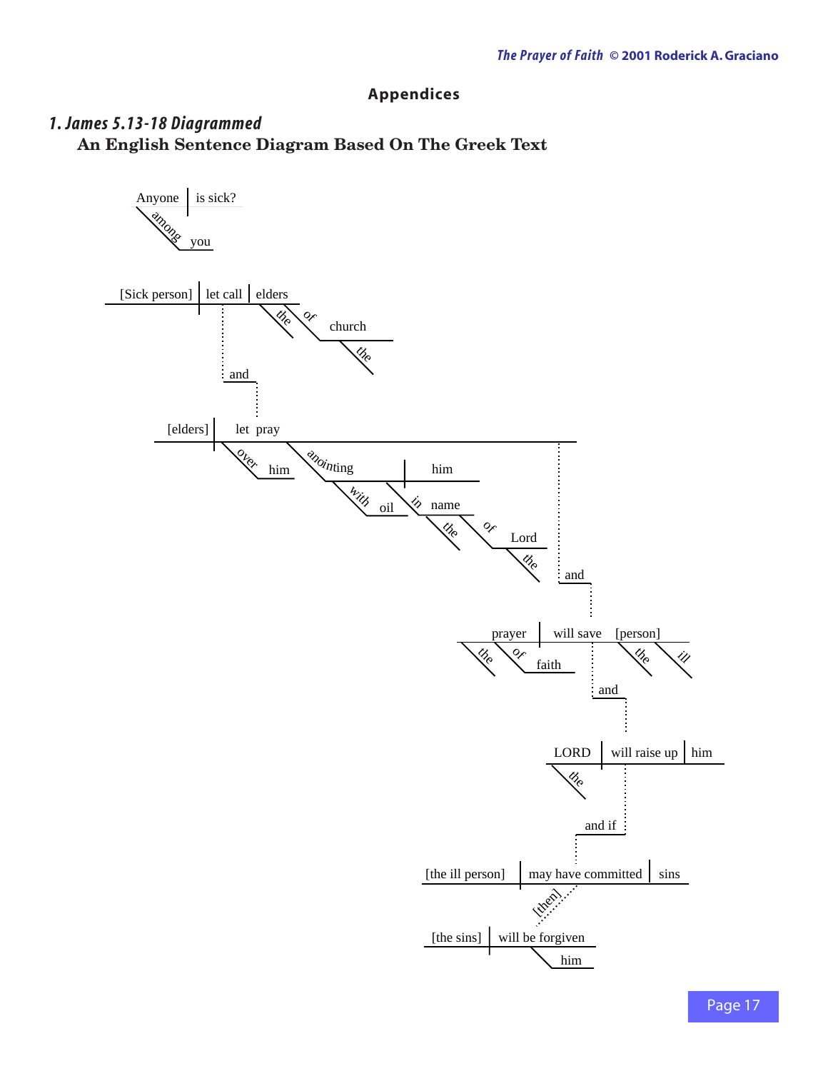# Appendices

## 1. James 5.13-18 Diagrammed

### An English Sentence Diagram Based On The Greek Text

```
Anyone | is sick?
  \among you

[Sick person] | let call | elders
                             \the
                             \of church
                                   \the
   and
[elders] | let pray
            \over him
            \anointing | him
                \with oil
                \in name
                    \the
                    \of Lord
                          \the
   and
prayer | will save | [person]
  \the                 \the
  \of faith            \ill
   and
LORD | will raise up | him
  \the
   and if
[the ill person] | may have committed | sins
   [then]
[the sins] | will be forgiven
                \him
```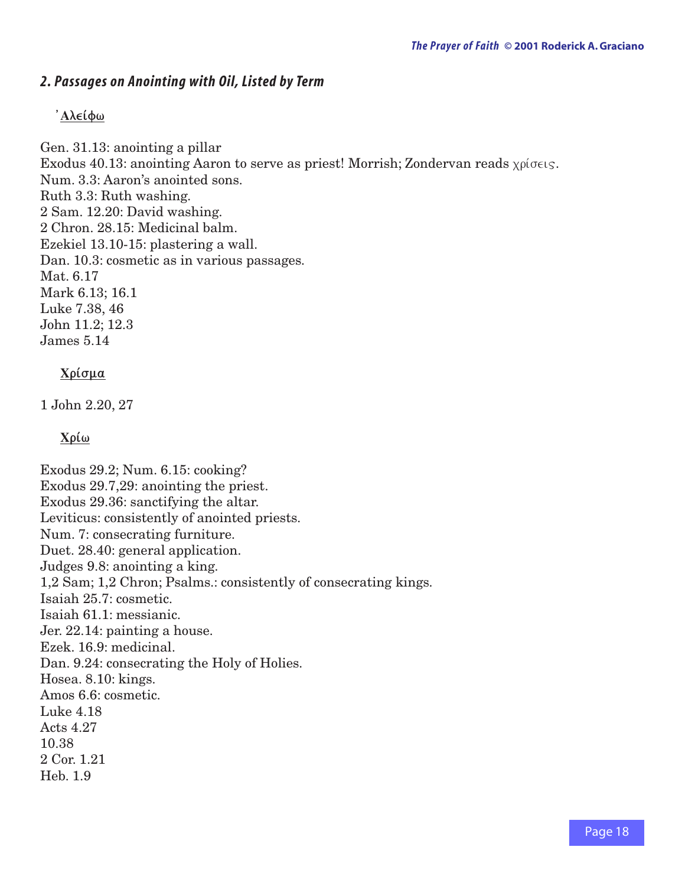## *2. Passages on Anointing with Oil, Listed by Term*

**<u>᾿Αλείφω</u>**

Gen. 31.13: anointing a pillar
Exodus 40.13: anointing Aaron to serve as priest! Morrish; Zondervan reads χρίσεις.
Num. 3.3: Aaron's anointed sons.
Ruth 3.3: Ruth washing.
2 Sam. 12.20: David washing.
2 Chron. 28.15: Medicinal balm.
Ezekiel 13.10-15: plastering a wall.
Dan. 10.3: cosmetic as in various passages.
Mat. 6.17
Mark 6.13; 16.1
Luke 7.38, 46
John 11.2; 12.3
James 5.14

**<u>Χρίσμα</u>**

1 John 2.20, 27

**<u>Χρίω</u>**

Exodus 29.2; Num. 6.15: cooking?
Exodus 29.7,29: anointing the priest.
Exodus 29.36: sanctifying the altar.
Leviticus: consistently of anointed priests.
Num. 7: consecrating furniture.
Duet. 28.40: general application.
Judges 9.8: anointing a king.
1,2 Sam; 1,2 Chron; Psalms.: consistently of consecrating kings.
Isaiah 25.7: cosmetic.
Isaiah 61.1: messianic.
Jer. 22.14: painting a house.
Ezek. 16.9: medicinal.
Dan. 9.24: consecrating the Holy of Holies.
Hosea. 8.10: kings.
Amos 6.6: cosmetic.
Luke 4.18
Acts 4.27
10.38
2 Cor. 1.21
Heb. 1.9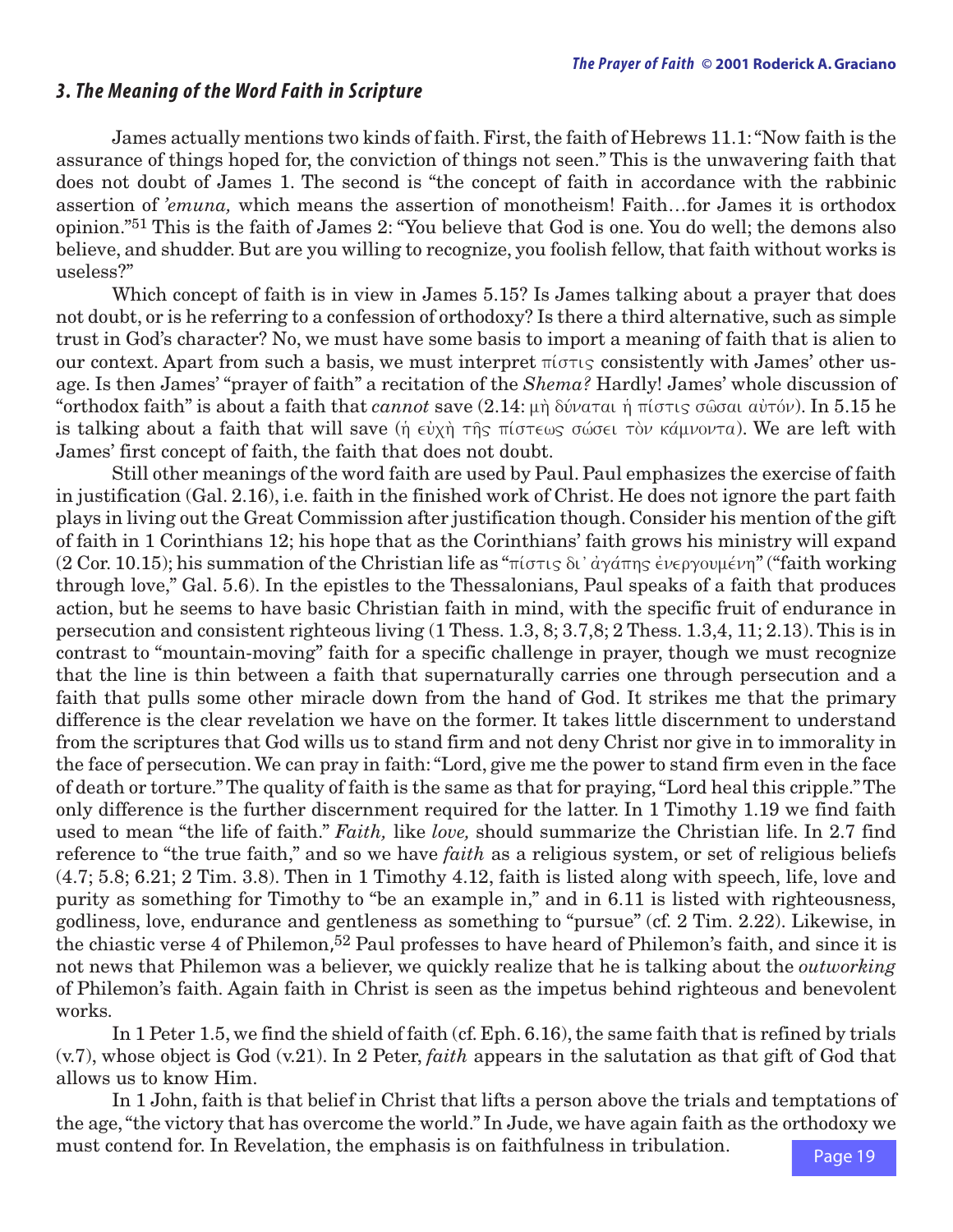### *3. The Meaning of the Word Faith in Scripture*

James actually mentions two kinds of faith. First, the faith of Hebrews 11.1: "Now faith is the assurance of things hoped for, the conviction of things not seen." This is the unwavering faith that does not doubt of James 1. The second is "the concept of faith in accordance with the rabbinic assertion of *'emuna,* which means the assertion of monotheism! Faith…for James it is orthodox opinion."[51] This is the faith of James 2: "You believe that God is one. You do well; the demons also believe, and shudder. But are you willing to recognize, you foolish fellow, that faith without works is useless?"

Which concept of faith is in view in James 5.15? Is James talking about a prayer that does not doubt, or is he referring to a confession of orthodoxy? Is there a third alternative, such as simple trust in God's character? No, we must have some basis to import a meaning of faith that is alien to our context. Apart from such a basis, we must interpret πίστις consistently with James' other usage. Is then James' "prayer of faith" a recitation of the *Shema?* Hardly! James' whole discussion of "orthodox faith" is about a faith that *cannot* save (2.14: μὴ δύναται ἡ πίστις σῶσαι αὐτόν). In 5.15 he is talking about a faith that will save (ἡ εὐχὴ τῆς πίστεως σώσει τὸν κάμνοντα). We are left with James' first concept of faith, the faith that does not doubt.

Still other meanings of the word faith are used by Paul. Paul emphasizes the exercise of faith in justification (Gal. 2.16), i.e. faith in the finished work of Christ. He does not ignore the part faith plays in living out the Great Commission after justification though. Consider his mention of the gift of faith in 1 Corinthians 12; his hope that as the Corinthians' faith grows his ministry will expand (2 Cor. 10.15); his summation of the Christian life as "πίστις δι᾽ ἀγάπης ἐνεργουμένη" ("faith working through love," Gal. 5.6). In the epistles to the Thessalonians, Paul speaks of a faith that produces action, but he seems to have basic Christian faith in mind, with the specific fruit of endurance in persecution and consistent righteous living (1 Thess. 1.3, 8; 3.7,8; 2 Thess. 1.3,4, 11; 2.13). This is in contrast to "mountain-moving" faith for a specific challenge in prayer, though we must recognize that the line is thin between a faith that supernaturally carries one through persecution and a faith that pulls some other miracle down from the hand of God. It strikes me that the primary difference is the clear revelation we have on the former. It takes little discernment to understand from the scriptures that God wills us to stand firm and not deny Christ nor give in to immorality in the face of persecution. We can pray in faith: "Lord, give me the power to stand firm even in the face of death or torture." The quality of faith is the same as that for praying, "Lord heal this cripple." The only difference is the further discernment required for the latter. In 1 Timothy 1.19 we find faith used to mean "the life of faith." *Faith,* like *love,* should summarize the Christian life. In 2.7 find reference to "the true faith," and so we have *faith* as a religious system, or set of religious beliefs (4.7; 5.8; 6.21; 2 Tim. 3.8). Then in 1 Timothy 4.12, faith is listed along with speech, life, love and purity as something for Timothy to "be an example in," and in 6.11 is listed with righteousness, godliness, love, endurance and gentleness as something to "pursue" (cf. 2 Tim. 2.22). Likewise, in the chiastic verse 4 of Philemon,[52] Paul professes to have heard of Philemon's faith, and since it is not news that Philemon was a believer, we quickly realize that he is talking about the *outworking* of Philemon's faith. Again faith in Christ is seen as the impetus behind righteous and benevolent works.

In 1 Peter 1.5, we find the shield of faith (cf. Eph. 6.16), the same faith that is refined by trials (v.7), whose object is God (v.21). In 2 Peter, *faith* appears in the salutation as that gift of God that allows us to know Him.

In 1 John, faith is that belief in Christ that lifts a person above the trials and temptations of the age, "the victory that has overcome the world." In Jude, we have again faith as the orthodoxy we must contend for. In Revelation, the emphasis is on faithfulness in tribulation.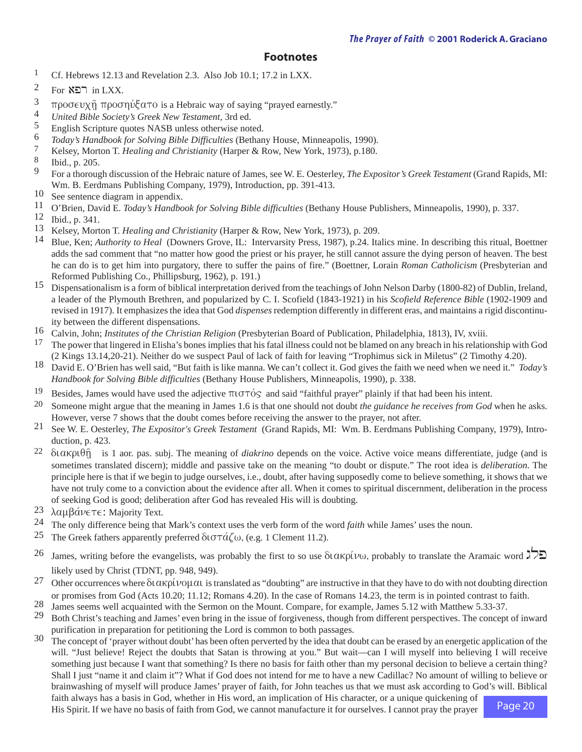## Footnotes

1 Cf. Hebrews 12.13 and Revelation 2.3. Also Job 10.1; 17.2 in LXX.

2 For רפא in LXX.

3 προσευχῇ προσηύξατο is a Hebraic way of saying "prayed earnestly."

4 *United Bible Society's Greek New Testament*, 3rd ed.

5 English Scripture quotes NASB unless otherwise noted.

6 *Today's Handbook for Solving Bible Difficulties* (Bethany House, Minneapolis, 1990).

7 Kelsey, Morton T. *Healing and Christianity* (Harper & Row, New York, 1973), p.180.

8 Ibid., p. 205.

9 For a thorough discussion of the Hebraic nature of James, see W. E. Oesterley, *The Expositor's Greek Testament* (Grand Rapids, MI: Wm. B. Eerdmans Publishing Company, 1979), Introduction, pp. 391-413.

10 See sentence diagram in appendix.

11 O'Brien, David E. *Today's Handbook for Solving Bible difficulties* (Bethany House Publishers, Minneapolis, 1990), p. 337.

12 Ibid., p. 341.

13 Kelsey, Morton T. *Healing and Christianity* (Harper & Row, New York, 1973), p. 209.

14 Blue, Ken; *Authority to Heal* (Downers Grove, IL: Intervarsity Press, 1987), p.24. Italics mine. In describing this ritual, Boettner adds the sad comment that "no matter how good the priest or his prayer, he still cannot assure the dying person of heaven. The best he can do is to get him into purgatory, there to suffer the pains of fire." (Boettner, Lorain *Roman Catholicism* (Presbyterian and Reformed Publishing Co., Phillipsburg, 1962), p. 191.)

15 Dispensationalism is a form of biblical interpretation derived from the teachings of John Nelson Darby (1800-82) of Dublin, Ireland, a leader of the Plymouth Brethren, and popularized by C. I. Scofield (1843-1921) in his *Scofield Reference Bible* (1902-1909 and revised in 1917). It emphasizes the idea that God *dispenses* redemption differently in different eras, and maintains a rigid discontinuity between the different dispensations.

16 Calvin, John; *Institutes of the Christian Religion* (Presbyterian Board of Publication, Philadelphia, 1813), IV, xviii.

17 The power that lingered in Elisha's bones implies that his fatal illness could not be blamed on any breach in his relationship with God (2 Kings 13.14,20-21). Neither do we suspect Paul of lack of faith for leaving "Trophimus sick in Miletus" (2 Timothy 4.20).

18 David E. O'Brien has well said, "But faith is like manna. We can't collect it. God gives the faith we need when we need it." *Today's Handbook for Solving Bible difficulties* (Bethany House Publishers, Minneapolis, 1990), p. 338.

19 Besides, James would have used the adjective πιστός and said "faithful prayer" plainly if that had been his intent.

20 Someone might argue that the meaning in James 1.6 is that one should not doubt *the guidance he receives from God* when he asks. However, verse 7 shows that the doubt comes before receiving the answer to the prayer, not after.

21 See W. E. Oesterley, *The Expositor's Greek Testament* (Grand Rapids, MI: Wm. B. Eerdmans Publishing Company, 1979), Introduction, p. 423.

22 διακριθῇ is 1 aor. pas. subj. The meaning of *diakrino* depends on the voice. Active voice means differentiate, judge (and is sometimes translated discern); middle and passive take on the meaning "to doubt or dispute." The root idea is *deliberation.* The principle here is that if we begin to judge ourselves, i.e., doubt, after having supposedly come to believe something, it shows that we have not truly come to a conviction about the evidence after all. When it comes to spiritual discernment, deliberation in the process of seeking God is good; deliberation after God has revealed His will is doubting.

23 λαμβάνετε: Majority Text.

24 The only difference being that Mark's context uses the verb form of the word *faith* while James' uses the noun.

25 The Greek fathers apparently preferred διστάζω, (e.g. 1 Clement 11.2).

26 James, writing before the evangelists, was probably the first to so use διακρίνω, probably to translate the Aramaic word פלג likely used by Christ (TDNT, pp. 948, 949).

27 Other occurrences where διακρίνομαι is translated as "doubting" are instructive in that they have to do with not doubting direction or promises from God (Acts 10.20; 11.12; Romans 4.20). In the case of Romans 14.23, the term is in pointed contrast to faith.

28 James seems well acquainted with the Sermon on the Mount. Compare, for example, James 5.12 with Matthew 5.33-37.

29 Both Christ's teaching and James' even bring in the issue of forgiveness, though from different perspectives. The concept of inward purification in preparation for petitioning the Lord is common to both passages.

30 The concept of 'prayer without doubt' has been often perverted by the idea that doubt can be erased by an energetic application of the will. "Just believe! Reject the doubts that Satan is throwing at you." But wait—can I will myself into believing I will receive something just because I want that something? Is there no basis for faith other than my personal decision to believe a certain thing? Shall I just "name it and claim it"? What if God does not intend for me to have a new Cadillac? No amount of willing to believe or brainwashing of myself will produce James' prayer of faith, for John teaches us that we must ask according to God's will. Biblical faith always has a basis in God, whether in His word, an implication of His character, or a unique quickening of His Spirit. If we have no basis of faith from God, we cannot manufacture it for ourselves. I cannot pray the prayer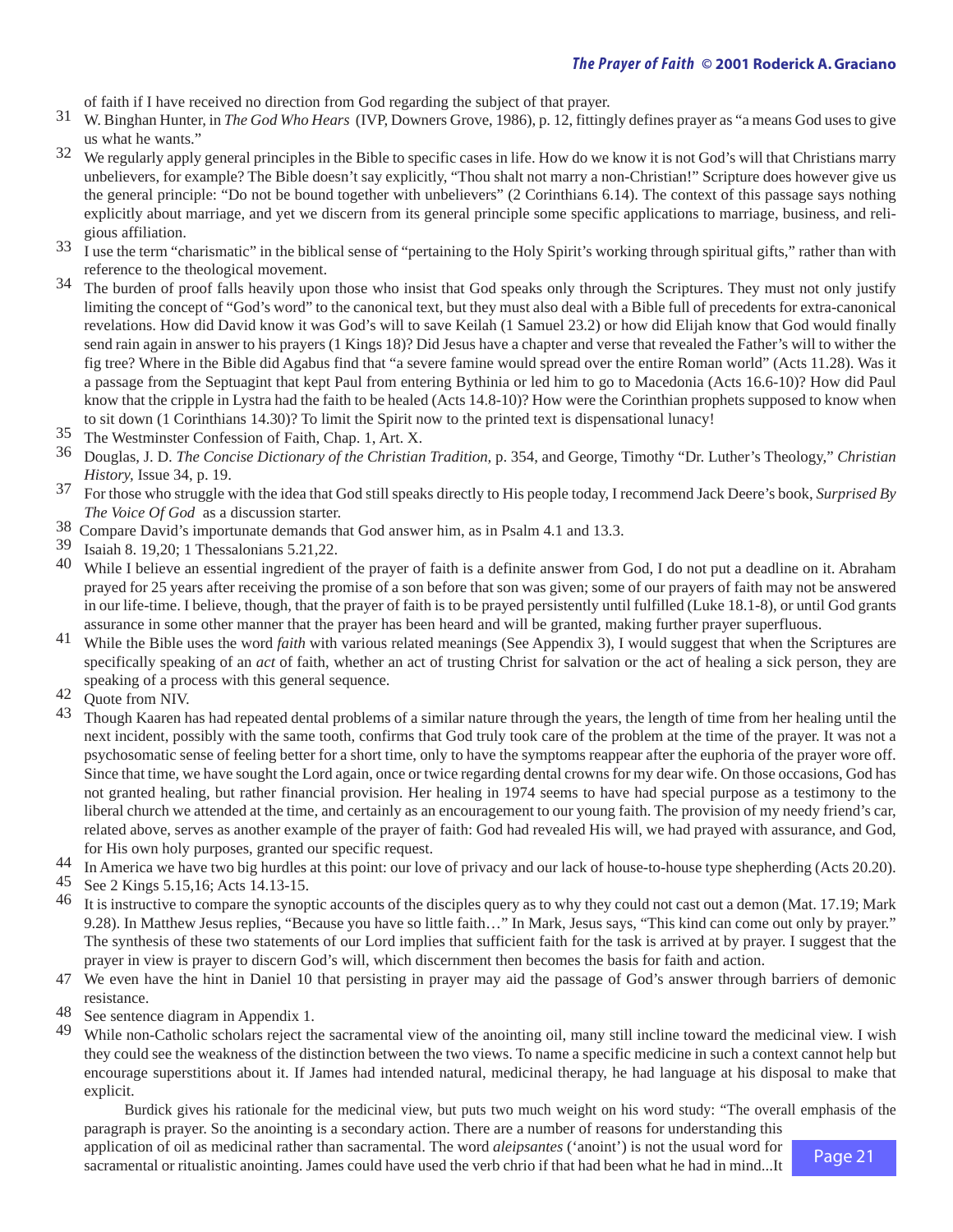of faith if I have received no direction from God regarding the subject of that prayer.

31 W. Binghan Hunter, in *The God Who Hears* (IVP, Downers Grove, 1986), p. 12, fittingly defines prayer as "a means God uses to give us what he wants."

32 We regularly apply general principles in the Bible to specific cases in life. How do we know it is not God's will that Christians marry unbelievers, for example? The Bible doesn't say explicitly, "Thou shalt not marry a non-Christian!" Scripture does however give us the general principle: "Do not be bound together with unbelievers" (2 Corinthians 6.14). The context of this passage says nothing explicitly about marriage, and yet we discern from its general principle some specific applications to marriage, business, and religious affiliation.

33 I use the term "charismatic" in the biblical sense of "pertaining to the Holy Spirit's working through spiritual gifts," rather than with reference to the theological movement.

34 The burden of proof falls heavily upon those who insist that God speaks only through the Scriptures. They must not only justify limiting the concept of "God's word" to the canonical text, but they must also deal with a Bible full of precedents for extra-canonical revelations. How did David know it was God's will to save Keilah (1 Samuel 23.2) or how did Elijah know that God would finally send rain again in answer to his prayers (1 Kings 18)? Did Jesus have a chapter and verse that revealed the Father's will to wither the fig tree? Where in the Bible did Agabus find that "a severe famine would spread over the entire Roman world" (Acts 11.28). Was it a passage from the Septuagint that kept Paul from entering Bythinia or led him to go to Macedonia (Acts 16.6-10)? How did Paul know that the cripple in Lystra had the faith to be healed (Acts 14.8-10)? How were the Corinthian prophets supposed to know when to sit down (1 Corinthians 14.30)? To limit the Spirit now to the printed text is dispensational lunacy!

35 The Westminster Confession of Faith, Chap. 1, Art. X.

36 Douglas, J. D. *The Concise Dictionary of the Christian Tradition,* p. 354, and George, Timothy "Dr. Luther's Theology," *Christian History,* Issue 34, p. 19.

37 For those who struggle with the idea that God still speaks directly to His people today, I recommend Jack Deere's book, *Surprised By The Voice Of God* as a discussion starter.

38 Compare David's importunate demands that God answer him, as in Psalm 4.1 and 13.3.

39 Isaiah 8. 19,20; 1 Thessalonians 5.21,22.

40 While I believe an essential ingredient of the prayer of faith is a definite answer from God, I do not put a deadline on it. Abraham prayed for 25 years after receiving the promise of a son before that son was given; some of our prayers of faith may not be answered in our life-time. I believe, though, that the prayer of faith is to be prayed persistently until fulfilled (Luke 18.1-8), or until God grants assurance in some other manner that the prayer has been heard and will be granted, making further prayer superfluous.

41 While the Bible uses the word *faith* with various related meanings (See Appendix 3), I would suggest that when the Scriptures are specifically speaking of an *act* of faith, whether an act of trusting Christ for salvation or the act of healing a sick person, they are speaking of a process with this general sequence.

42 Quote from NIV.

43 Though Kaaren has had repeated dental problems of a similar nature through the years, the length of time from her healing until the next incident, possibly with the same tooth, confirms that God truly took care of the problem at the time of the prayer. It was not a psychosomatic sense of feeling better for a short time, only to have the symptoms reappear after the euphoria of the prayer wore off. Since that time, we have sought the Lord again, once or twice regarding dental crowns for my dear wife. On those occasions, God has not granted healing, but rather financial provision. Her healing in 1974 seems to have had special purpose as a testimony to the liberal church we attended at the time, and certainly as an encouragement to our young faith. The provision of my needy friend's car, related above, serves as another example of the prayer of faith: God had revealed His will, we had prayed with assurance, and God, for His own holy purposes, granted our specific request.

44 In America we have two big hurdles at this point: our love of privacy and our lack of house-to-house type shepherding (Acts 20.20).

45 See 2 Kings 5.15,16; Acts 14.13-15.

46 It is instructive to compare the synoptic accounts of the disciples query as to why they could not cast out a demon (Mat. 17.19; Mark 9.28). In Matthew Jesus replies, "Because you have so little faith…" In Mark, Jesus says, "This kind can come out only by prayer." The synthesis of these two statements of our Lord implies that sufficient faith for the task is arrived at by prayer. I suggest that the prayer in view is prayer to discern God's will, which discernment then becomes the basis for faith and action.

47 We even have the hint in Daniel 10 that persisting in prayer may aid the passage of God's answer through barriers of demonic resistance.

48 See sentence diagram in Appendix 1.

49 While non-Catholic scholars reject the sacramental view of the anointing oil, many still incline toward the medicinal view. I wish they could see the weakness of the distinction between the two views. To name a specific medicine in such a context cannot help but encourage superstitions about it. If James had intended natural, medicinal therapy, he had language at his disposal to make that explicit.

Burdick gives his rationale for the medicinal view, but puts two much weight on his word study: "The overall emphasis of the paragraph is prayer. So the anointing is a secondary action. There are a number of reasons for understanding this application of oil as medicinal rather than sacramental. The word *aleipsantes* ('anoint') is not the usual word for sacramental or ritualistic anointing. James could have used the verb chrio if that had been what he had in mind...It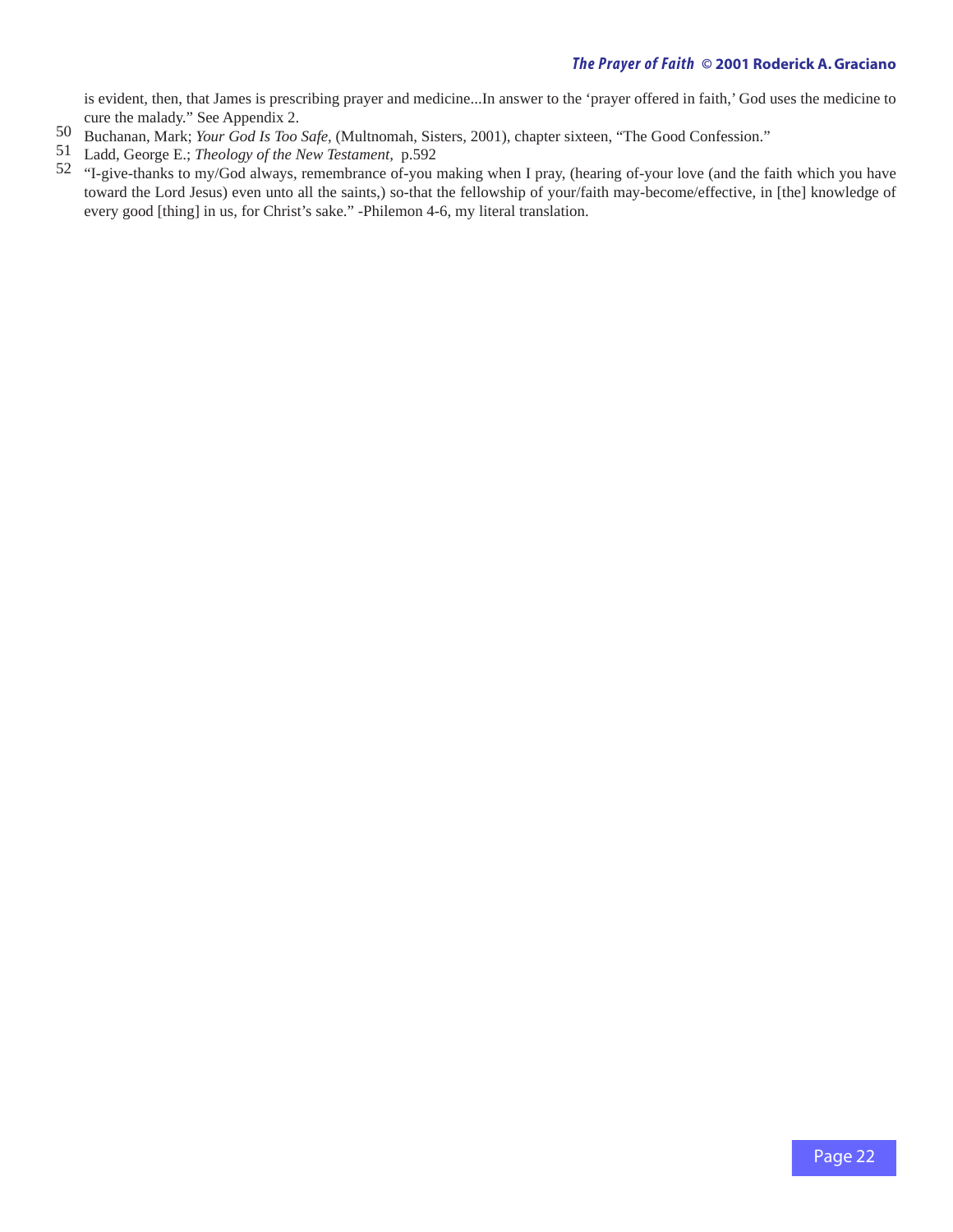is evident, then, that James is prescribing prayer and medicine...In answer to the 'prayer offered in faith,' God uses the medicine to cure the malady." See Appendix 2.

50 Buchanan, Mark; *Your God Is Too Safe,* (Multnomah, Sisters, 2001), chapter sixteen, "The Good Confession."

51 Ladd, George E.; *Theology of the New Testament,* p.592

52 "I-give-thanks to my/God always, remembrance of-you making when I pray, (hearing of-your love (and the faith which you have toward the Lord Jesus) even unto all the saints,) so-that the fellowship of your/faith may-become/effective, in [the] knowledge of every good [thing] in us, for Christ's sake." -Philemon 4-6, my literal translation.